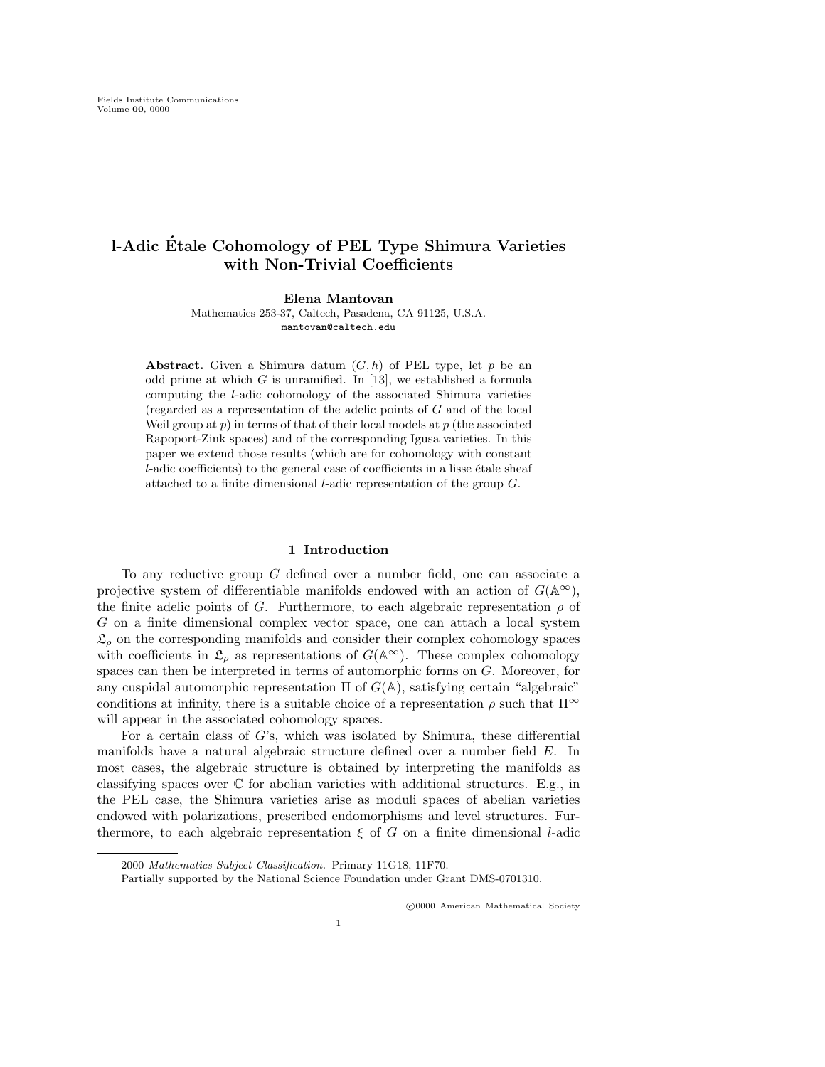# l-Adic Étale Cohomology of PEL Type Shimura Varieties with Non-Trivial Coefficients

**Elena Mantovan**
Mathematics 253-37, Caltech, Pasadena, CA 91125, U.S.A.
mantovan@caltech.edu

**Abstract.** Given a Shimura datum $(G, h)$ of PEL type, let $p$ be an odd prime at which $G$ is unramified. In [13], we established a formula computing the $l$-adic cohomology of the associated Shimura varieties (regarded as a representation of the adelic points of $G$ and of the local Weil group at $p$) in terms of that of their local models at $p$ (the associated Rapoport-Zink spaces) and of the corresponding Igusa varieties. In this paper we extend those results (which are for cohomology with constant $l$-adic coefficients) to the general case of coefficients in a lisse étale sheaf attached to a finite dimensional $l$-adic representation of the group $G$.

## 1 Introduction

To any reductive group $G$ defined over a number field, one can associate a projective system of differentiable manifolds endowed with an action of $G(\mathbb{A}^\infty)$, the finite adelic points of $G$. Furthermore, to each algebraic representation $\rho$ of $G$ on a finite dimensional complex vector space, one can attach a local system $\mathfrak{L}_\rho$ on the corresponding manifolds and consider their complex cohomology spaces with coefficients in $\mathfrak{L}_\rho$ as representations of $G(\mathbb{A}^\infty)$. These complex cohomology spaces can then be interpreted in terms of automorphic forms on $G$. Moreover, for any cuspidal automorphic representation $\Pi$ of $G(\mathbb{A})$, satisfying certain "algebraic" conditions at infinity, there is a suitable choice of a representation $\rho$ such that $\Pi^\infty$ will appear in the associated cohomology spaces.

For a certain class of $G$'s, which was isolated by Shimura, these differential manifolds have a natural algebraic structure defined over a number field $E$. In most cases, the algebraic structure is obtained by interpreting the manifolds as classifying spaces over $\mathbb{C}$ for abelian varieties with additional structures. E.g., in the PEL case, the Shimura varieties arise as moduli spaces of abelian varieties endowed with polarizations, prescribed endomorphisms and level structures. Furthermore, to each algebraic representation $\xi$ of $G$ on a finite dimensional $l$-adic

2000 *Mathematics Subject Classification.* Primary 11G18, 11F70.

Partially supported by the National Science Foundation under Grant DMS-0701310.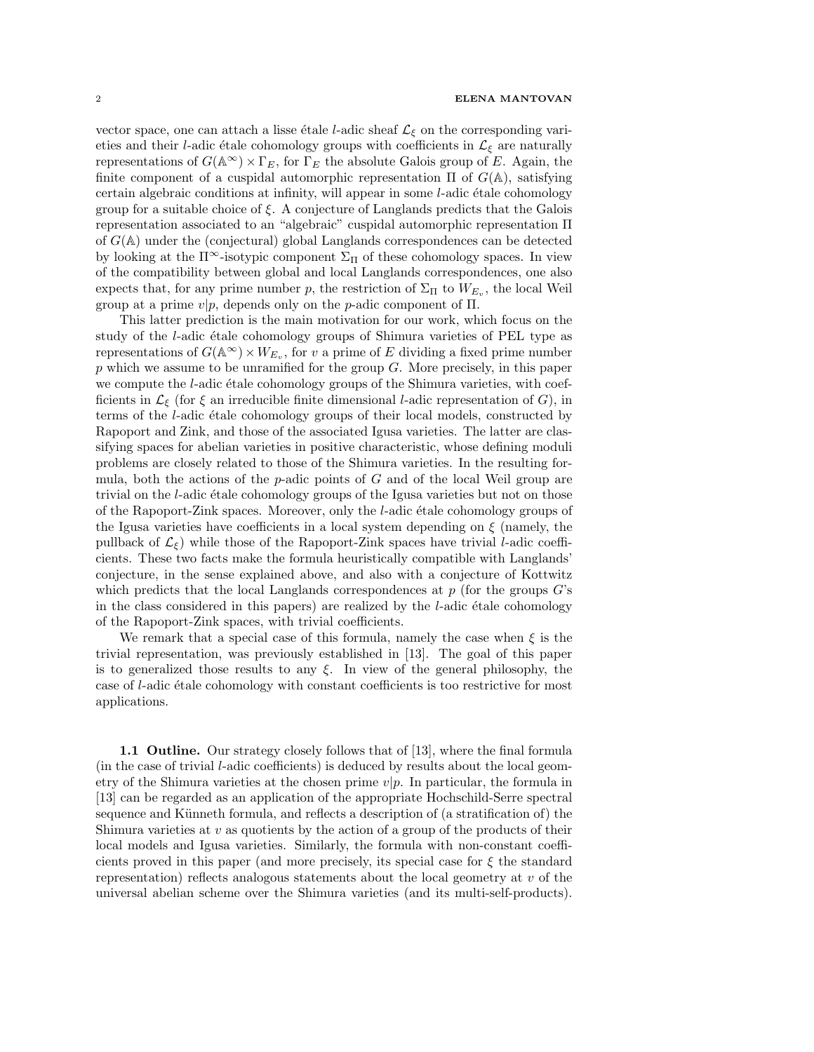vector space, one can attach a lisse étale $l$-adic sheaf $\mathcal{L}_\xi$ on the corresponding varieties and their $l$-adic étale cohomology groups with coefficients in $\mathcal{L}_\xi$ are naturally representations of $G(\mathbb{A}^\infty) \times \Gamma_E$, for $\Gamma_E$ the absolute Galois group of $E$. Again, the finite component of a cuspidal automorphic representation $\Pi$ of $G(\mathbb{A})$, satisfying certain algebraic conditions at infinity, will appear in some $l$-adic étale cohomology group for a suitable choice of $\xi$. A conjecture of Langlands predicts that the Galois representation associated to an "algebraic" cuspidal automorphic representation $\Pi$ of $G(\mathbb{A})$ under the (conjectural) global Langlands correspondences can be detected by looking at the $\Pi^\infty$-isotypic component $\Sigma_\Pi$ of these cohomology spaces. In view of the compatibility between global and local Langlands correspondences, one also expects that, for any prime number $p$, the restriction of $\Sigma_\Pi$ to $W_{E_v}$, the local Weil group at a prime $v|p$, depends only on the $p$-adic component of $\Pi$.

This latter prediction is the main motivation for our work, which focus on the study of the $l$-adic étale cohomology groups of Shimura varieties of PEL type as representations of $G(\mathbb{A}^\infty) \times W_{E_v}$, for $v$ a prime of $E$ dividing a fixed prime number $p$ which we assume to be unramified for the group $G$. More precisely, in this paper we compute the $l$-adic étale cohomology groups of the Shimura varieties, with coefficients in $\mathcal{L}_\xi$ (for $\xi$ an irreducible finite dimensional $l$-adic representation of $G$), in terms of the $l$-adic étale cohomology groups of their local models, constructed by Rapoport and Zink, and those of the associated Igusa varieties. The latter are classifying spaces for abelian varieties in positive characteristic, whose defining moduli problems are closely related to those of the Shimura varieties. In the resulting formula, both the actions of the $p$-adic points of $G$ and of the local Weil group are trivial on the $l$-adic étale cohomology groups of the Igusa varieties but not on those of the Rapoport-Zink spaces. Moreover, only the $l$-adic étale cohomology groups of the Igusa varieties have coefficients in a local system depending on $\xi$ (namely, the pullback of $\mathcal{L}_\xi$) while those of the Rapoport-Zink spaces have trivial $l$-adic coefficients. These two facts make the formula heuristically compatible with Langlands' conjecture, in the sense explained above, and also with a conjecture of Kottwitz which predicts that the local Langlands correspondences at $p$ (for the groups $G$'s in the class considered in this papers) are realized by the $l$-adic étale cohomology of the Rapoport-Zink spaces, with trivial coefficients.

We remark that a special case of this formula, namely the case when $\xi$ is the trivial representation, was previously established in [13]. The goal of this paper is to generalized those results to any $\xi$. In view of the general philosophy, the case of $l$-adic étale cohomology with constant coefficients is too restrictive for most applications.

**1.1 Outline.** Our strategy closely follows that of [13], where the final formula (in the case of trivial $l$-adic coefficients) is deduced by results about the local geometry of the Shimura varieties at the chosen prime $v|p$. In particular, the formula in [13] can be regarded as an application of the appropriate Hochschild-Serre spectral sequence and Künneth formula, and reflects a description of (a stratification of) the Shimura varieties at $v$ as quotients by the action of a group of the products of their local models and Igusa varieties. Similarly, the formula with non-constant coefficients proved in this paper (and more precisely, its special case for $\xi$ the standard representation) reflects analogous statements about the local geometry at $v$ of the universal abelian scheme over the Shimura varieties (and its multi-self-products).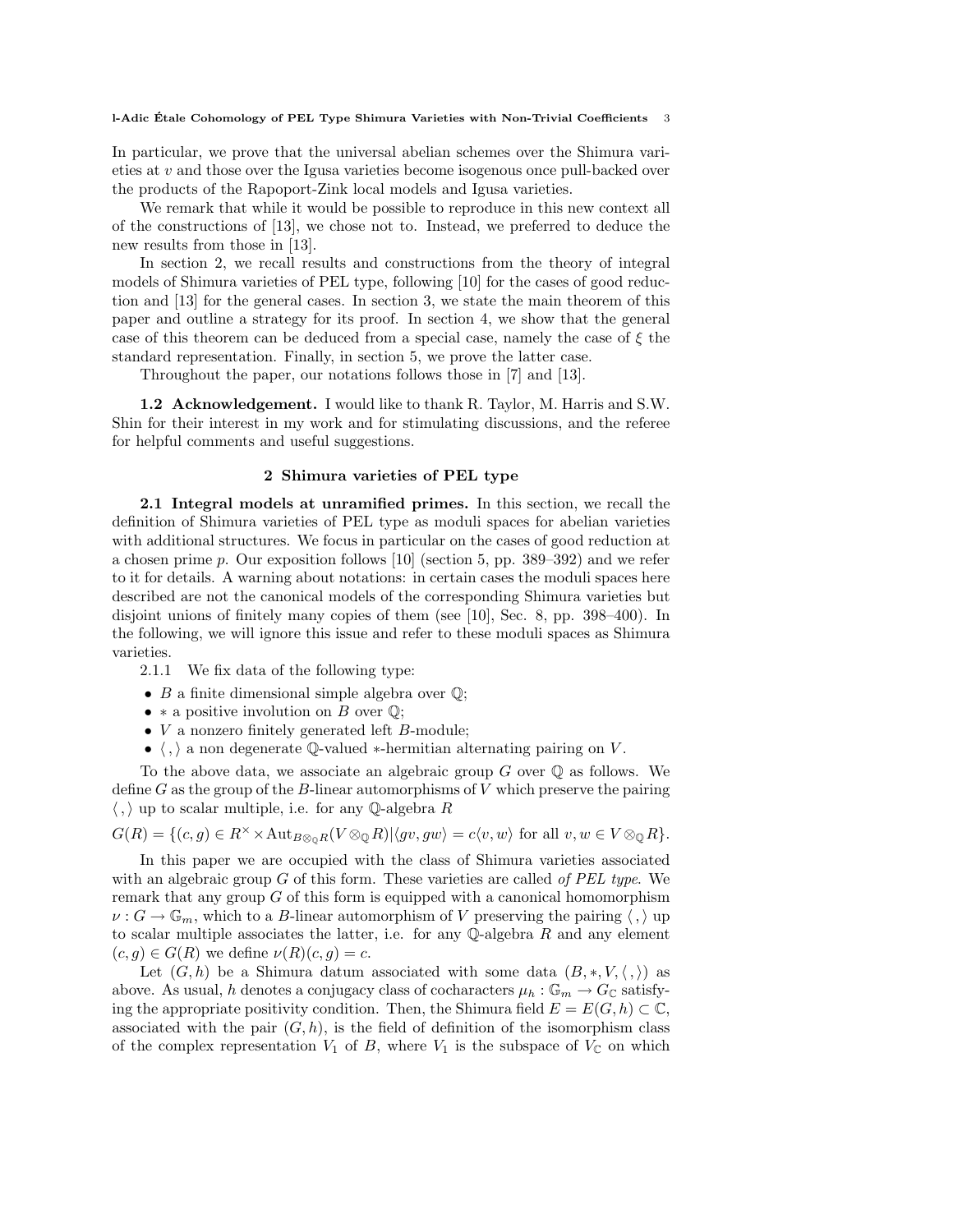In particular, we prove that the universal abelian schemes over the Shimura varieties at $v$ and those over the Igusa varieties become isogenous once pull-backed over the products of the Rapoport-Zink local models and Igusa varieties.

We remark that while it would be possible to reproduce in this new context all of the constructions of [13], we chose not to. Instead, we preferred to deduce the new results from those in [13].

In section 2, we recall results and constructions from the theory of integral models of Shimura varieties of PEL type, following [10] for the cases of good reduction and [13] for the general cases. In section 3, we state the main theorem of this paper and outline a strategy for its proof. In section 4, we show that the general case of this theorem can be deduced from a special case, namely the case of $\xi$ the standard representation. Finally, in section 5, we prove the latter case.

Throughout the paper, our notations follows those in [7] and [13].

**1.2 Acknowledgement.** I would like to thank R. Taylor, M. Harris and S.W. Shin for their interest in my work and for stimulating discussions, and the referee for helpful comments and useful suggestions.

## 2 Shimura varieties of PEL type

**2.1 Integral models at unramified primes.** In this section, we recall the definition of Shimura varieties of PEL type as moduli spaces for abelian varieties with additional structures. We focus in particular on the cases of good reduction at a chosen prime $p$. Our exposition follows [10] (section 5, pp. 389–392) and we refer to it for details. A warning about notations: in certain cases the moduli spaces here described are not the canonical models of the corresponding Shimura varieties but disjoint unions of finitely many copies of them (see [10], Sec. 8, pp. 398–400). In the following, we will ignore this issue and refer to these moduli spaces as Shimura varieties.

2.1.1 We fix data of the following type:

- $B$ a finite dimensional simple algebra over $\mathbb{Q}$;
- $*$ a positive involution on $B$ over $\mathbb{Q}$;
- $V$ a nonzero finitely generated left $B$-module;
- $\langle\, ,\rangle$ a non degenerate $\mathbb{Q}$-valued $*$-hermitian alternating pairing on $V$.

To the above data, we associate an algebraic group $G$ over $\mathbb{Q}$ as follows. We define $G$ as the group of the $B$-linear automorphisms of $V$ which preserve the pairing $\langle\, ,\rangle$ up to scalar multiple, i.e. for any $\mathbb{Q}$-algebra $R$

$$G(R) = \{(c,g) \in R^\times \times \mathrm{Aut}_{B\otimes_\mathbb{Q} R}(V \otimes_\mathbb{Q} R) | \langle gv, gw\rangle = c\langle v, w\rangle \text{ for all } v, w \in V \otimes_\mathbb{Q} R\}.$$

In this paper we are occupied with the class of Shimura varieties associated with an algebraic group $G$ of this form. These varieties are called *of PEL type*. We remark that any group $G$ of this form is equipped with a canonical homomorphism $\nu : G \to \mathbb{G}_m$, which to a $B$-linear automorphism of $V$ preserving the pairing $\langle\, ,\rangle$ up to scalar multiple associates the latter, i.e. for any $\mathbb{Q}$-algebra $R$ and any element $(c, g) \in G(R)$ we define $\nu(R)(c, g) = c$.

Let $(G, h)$ be a Shimura datum associated with some data $(B, *, V, \langle\, ,\rangle)$ as above. As usual, $h$ denotes a conjugacy class of cocharacters $\mu_h : \mathbb{G}_m \to G_\mathbb{C}$ satisfying the appropriate positivity condition. Then, the Shimura field $E = E(G, h) \subset \mathbb{C}$, associated with the pair $(G, h)$, is the field of definition of the isomorphism class of the complex representation $V_1$ of $B$, where $V_1$ is the subspace of $V_\mathbb{C}$ on which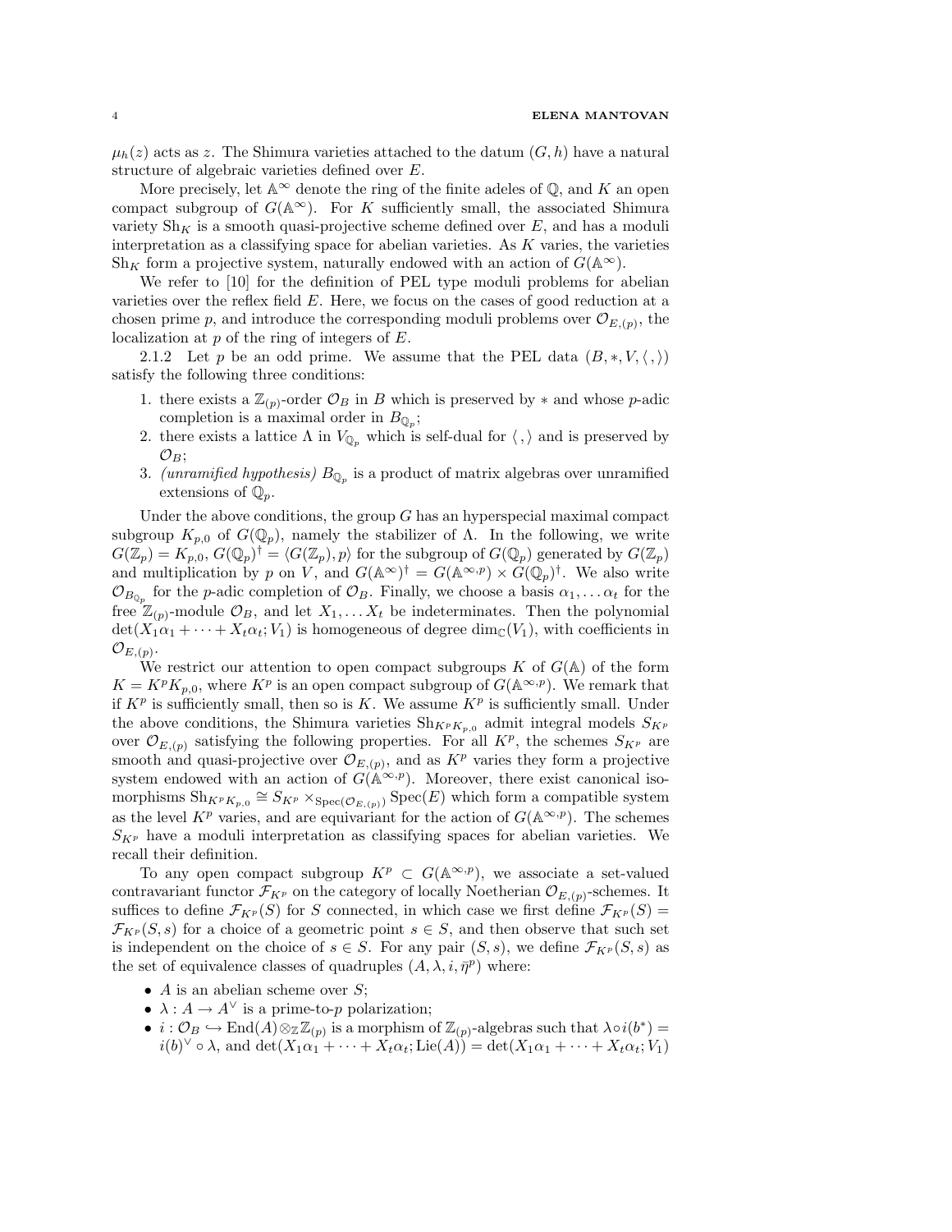$\mu_h(z)$ acts as $z$. The Shimura varieties attached to the datum $(G, h)$ have a natural structure of algebraic varieties defined over $E$.

More precisely, let $\mathbb{A}^\infty$ denote the ring of the finite adeles of $\mathbb{Q}$, and $K$ an open compact subgroup of $G(\mathbb{A}^\infty)$. For $K$ sufficiently small, the associated Shimura variety $\mathrm{Sh}_K$ is a smooth quasi-projective scheme defined over $E$, and has a moduli interpretation as a classifying space for abelian varieties. As $K$ varies, the varieties $\mathrm{Sh}_K$ form a projective system, naturally endowed with an action of $G(\mathbb{A}^\infty)$.

We refer to [10] for the definition of PEL type moduli problems for abelian varieties over the reflex field $E$. Here, we focus on the cases of good reduction at a chosen prime $p$, and introduce the corresponding moduli problems over $\mathcal{O}_{E,(p)}$, the localization at $p$ of the ring of integers of $E$.

2.1.2 Let $p$ be an odd prime. We assume that the PEL data $(B, *, V, \langle\, ,\rangle)$ satisfy the following three conditions:

1. there exists a $\mathbb{Z}_{(p)}$-order $\mathcal{O}_B$ in $B$ which is preserved by $*$ and whose $p$-adic completion is a maximal order in $B_{\mathbb{Q}_p}$;
2. there exists a lattice $\Lambda$ in $V_{\mathbb{Q}_p}$ which is self-dual for $\langle\, ,\rangle$ and is preserved by $\mathcal{O}_B$;
3. *(unramified hypothesis)* $B_{\mathbb{Q}_p}$ is a product of matrix algebras over unramified extensions of $\mathbb{Q}_p$.

Under the above conditions, the group $G$ has an hyperspecial maximal compact subgroup $K_{p,0}$ of $G(\mathbb{Q}_p)$, namely the stabilizer of $\Lambda$. In the following, we write $G(\mathbb{Z}_p) = K_{p,0}$, $G(\mathbb{Q}_p)^\dagger = \langle G(\mathbb{Z}_p), p\rangle$ for the subgroup of $G(\mathbb{Q}_p)$ generated by $G(\mathbb{Z}_p)$ and multiplication by $p$ on $V$, and $G(\mathbb{A}^\infty)^\dagger = G(\mathbb{A}^{\infty,p}) \times G(\mathbb{Q}_p)^\dagger$. We also write $\mathcal{O}_{B_{\mathbb{Q}_p}}$ for the $p$-adic completion of $\mathcal{O}_B$. Finally, we choose a basis $\alpha_1, \dots \alpha_t$ for the free $\mathbb{Z}_{(p)}$-module $\mathcal{O}_B$, and let $X_1, \dots X_t$ be indeterminates. Then the polynomial $\det(X_1\alpha_1 + \cdots + X_t\alpha_t; V_1)$ is homogeneous of degree $\dim_{\mathbb{C}}(V_1)$, with coefficients in $\mathcal{O}_{E,(p)}$.

We restrict our attention to open compact subgroups $K$ of $G(\mathbb{A})$ of the form $K = K^pK_{p,0}$, where $K^p$ is an open compact subgroup of $G(\mathbb{A}^{\infty,p})$. We remark that if $K^p$ is sufficiently small, then so is $K$. We assume $K^p$ is sufficiently small. Under the above conditions, the Shimura varieties $\mathrm{Sh}_{K^pK_{p,0}}$ admit integral models $S_{K^p}$ over $\mathcal{O}_{E,(p)}$ satisfying the following properties. For all $K^p$, the schemes $S_{K^p}$ are smooth and quasi-projective over $\mathcal{O}_{E,(p)}$, and as $K^p$ varies they form a projective system endowed with an action of $G(\mathbb{A}^{\infty,p})$. Moreover, there exist canonical isomorphisms $\mathrm{Sh}_{K^pK_{p,0}} \cong S_{K^p} \times_{\mathrm{Spec}(\mathcal{O}_{E,(p)})} \mathrm{Spec}(E)$ which form a compatible system as the level $K^p$ varies, and are equivariant for the action of $G(\mathbb{A}^{\infty,p})$. The schemes $S_{K^p}$ have a moduli interpretation as classifying spaces for abelian varieties. We recall their definition.

To any open compact subgroup $K^p \subset G(\mathbb{A}^{\infty,p})$, we associate a set-valued contravariant functor $\mathcal{F}_{K^p}$ on the category of locally Noetherian $\mathcal{O}_{E,(p)}$-schemes. It suffices to define $\mathcal{F}_{K^p}(S)$ for $S$ connected, in which case we first define $\mathcal{F}_{K^p}(S) = \mathcal{F}_{K^p}(S, s)$ for a choice of a geometric point $s \in S$, and then observe that such set is independent on the choice of $s \in S$. For any pair $(S, s)$, we define $\mathcal{F}_{K^p}(S, s)$ as the set of equivalence classes of quadruples $(A, \lambda, i, \bar{\eta}^p)$ where:

- $A$ is an abelian scheme over $S$;
- $\lambda : A \to A^\vee$ is a prime-to-$p$ polarization;
- $i : \mathcal{O}_B \hookrightarrow \mathrm{End}(A) \otimes_{\mathbb{Z}} \mathbb{Z}_{(p)}$ is a morphism of $\mathbb{Z}_{(p)}$-algebras such that $\lambda \circ i(b^*) = i(b)^\vee \circ \lambda$, and $\det(X_1\alpha_1 + \cdots + X_t\alpha_t; \mathrm{Lie}(A)) = \det(X_1\alpha_1 + \cdots + X_t\alpha_t; V_1)$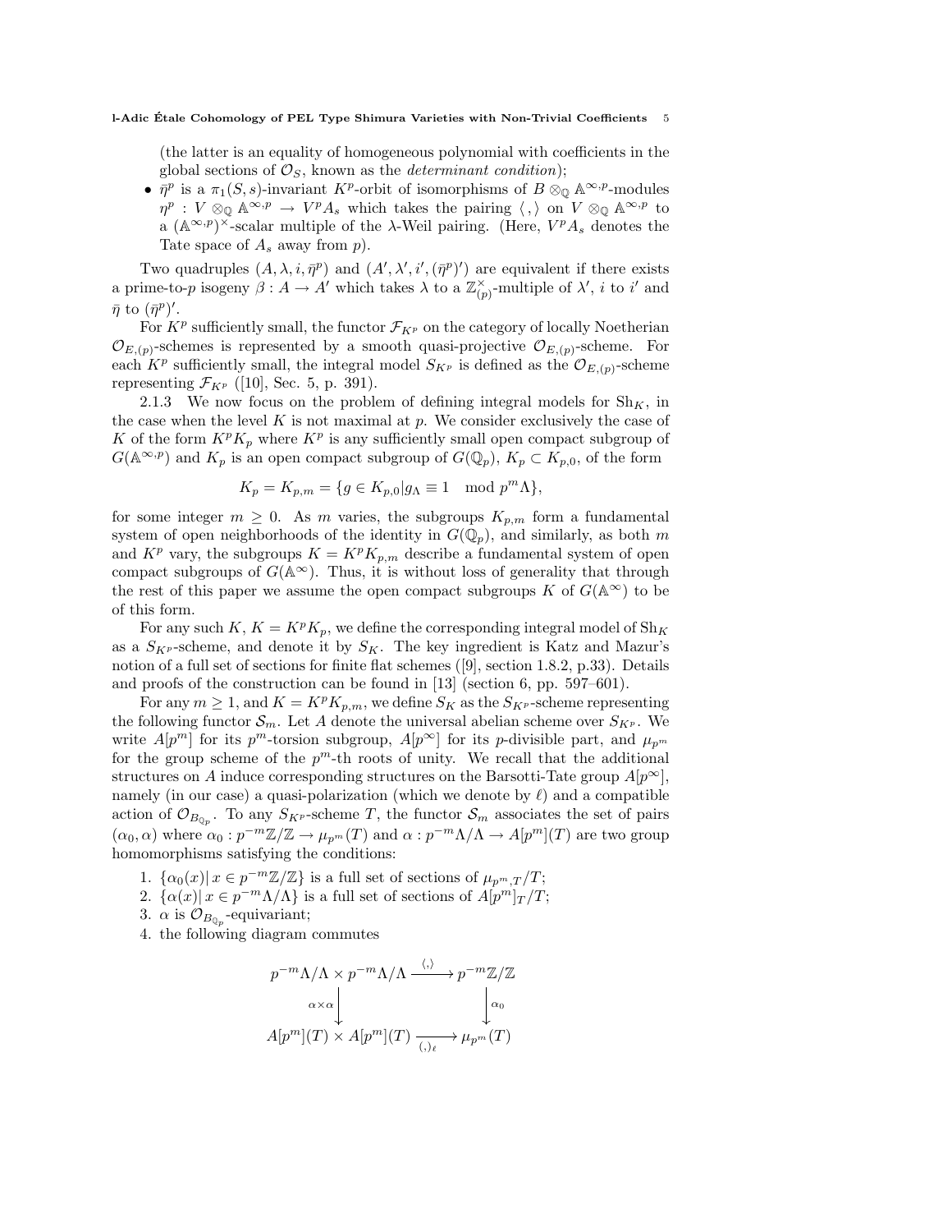(the latter is an equality of homogeneous polynomial with coefficients in the global sections of $\mathcal{O}_S$, known as the *determinant condition*);

- $\bar{\eta}^p$ is a $\pi_1(S,s)$-invariant $K^p$-orbit of isomorphisms of $B \otimes_{\mathbb{Q}} \mathbb{A}^{\infty,p}$-modules $\eta^p : V \otimes_{\mathbb{Q}} \mathbb{A}^{\infty,p} \to V^p A_s$ which takes the pairing $\langle\, , \rangle$ on $V \otimes_{\mathbb{Q}} \mathbb{A}^{\infty,p}$ to a $(\mathbb{A}^{\infty,p})^{\times}$-scalar multiple of the $\lambda$-Weil pairing. (Here, $V^p A_s$ denotes the Tate space of $A_s$ away from $p$).

Two quadruples $(A, \lambda, i, \bar{\eta}^p)$ and $(A', \lambda', i', (\bar{\eta}^p)')$ are equivalent if there exists a prime-to-$p$ isogeny $\beta : A \to A'$ which takes $\lambda$ to a $\mathbb{Z}_{(p)}^{\times}$-multiple of $\lambda'$, $i$ to $i'$ and $\bar{\eta}$ to $(\bar{\eta}^p)'$.

For $K^p$ sufficiently small, the functor $\mathcal{F}_{K^p}$ on the category of locally Noetherian $\mathcal{O}_{E,(p)}$-schemes is represented by a smooth quasi-projective $\mathcal{O}_{E,(p)}$-scheme. For each $K^p$ sufficiently small, the integral model $S_{K^p}$ is defined as the $\mathcal{O}_{E,(p)}$-scheme representing $\mathcal{F}_{K^p}$ ([10], Sec. 5, p. 391).

2.1.3 We now focus on the problem of defining integral models for $\mathrm{Sh}_K$, in the case when the level $K$ is not maximal at $p$. We consider exclusively the case of $K$ of the form $K^p K_p$ where $K^p$ is any sufficiently small open compact subgroup of $G(\mathbb{A}^{\infty,p})$ and $K_p$ is an open compact subgroup of $G(\mathbb{Q}_p)$, $K_p \subset K_{p,0}$, of the form

$$K_p = K_{p,m} = \{g \in K_{p,0} | g_\Lambda \equiv 1 \mod p^m \Lambda\},$$

for some integer $m \geq 0$. As $m$ varies, the subgroups $K_{p,m}$ form a fundamental system of open neighborhoods of the identity in $G(\mathbb{Q}_p)$, and similarly, as both $m$ and $K^p$ vary, the subgroups $K = K^p K_{p,m}$ describe a fundamental system of open compact subgroups of $G(\mathbb{A}^{\infty})$. Thus, it is without loss of generality that through the rest of this paper we assume the open compact subgroups $K$ of $G(\mathbb{A}^{\infty})$ to be of this form.

For any such $K$, $K = K^p K_p$, we define the corresponding integral model of $\mathrm{Sh}_K$ as a $S_{K^p}$-scheme, and denote it by $S_K$. The key ingredient is Katz and Mazur's notion of a full set of sections for finite flat schemes ([9], section 1.8.2, p.33). Details and proofs of the construction can be found in [13] (section 6, pp. 597–601).

For any $m \geq 1$, and $K = K^p K_{p,m}$, we define $S_K$ as the $S_{K^p}$-scheme representing the following functor $\mathcal{S}_m$. Let $A$ denote the universal abelian scheme over $S_{K^p}$. We write $A[p^m]$ for its $p^m$-torsion subgroup, $A[p^\infty]$ for its $p$-divisible part, and $\mu_{p^m}$ for the group scheme of the $p^m$-th roots of unity. We recall that the additional structures on $A$ induce corresponding structures on the Barsotti-Tate group $A[p^\infty]$, namely (in our case) a quasi-polarization (which we denote by $\ell$) and a compatible action of $\mathcal{O}_{B_{\mathbb{Q}_p}}$. To any $S_{K^p}$-scheme $T$, the functor $\mathcal{S}_m$ associates the set of pairs $(\alpha_0, \alpha)$ where $\alpha_0 : p^{-m}\mathbb{Z}/\mathbb{Z} \to \mu_{p^m}(T)$ and $\alpha : p^{-m}\Lambda/\Lambda \to A[p^m](T)$ are two group homomorphisms satisfying the conditions:

1. $\{\alpha_0(x) | \, x \in p^{-m}\mathbb{Z}/\mathbb{Z}\}$ is a full set of sections of $\mu_{p^m,T}/T$;
2. $\{\alpha(x) | \, x \in p^{-m}\Lambda/\Lambda\}$ is a full set of sections of $A[p^m]_T/T$;
3. $\alpha$ is $\mathcal{O}_{B_{\mathbb{Q}_p}}$-equivariant;
4. the following diagram commutes

$$\begin{array}{ccc}
p^{-m}\Lambda/\Lambda \times p^{-m}\Lambda/\Lambda & \xrightarrow{\langle,\rangle} & p^{-m}\mathbb{Z}/\mathbb{Z} \\
\Big\downarrow{\scriptstyle \alpha\times\alpha} & & \Big\downarrow{\scriptstyle \alpha_0} \\
A[p^m](T) \times A[p^m](T) & \xrightarrow[(,)_\ell]{} & \mu_{p^m}(T)
\end{array}$$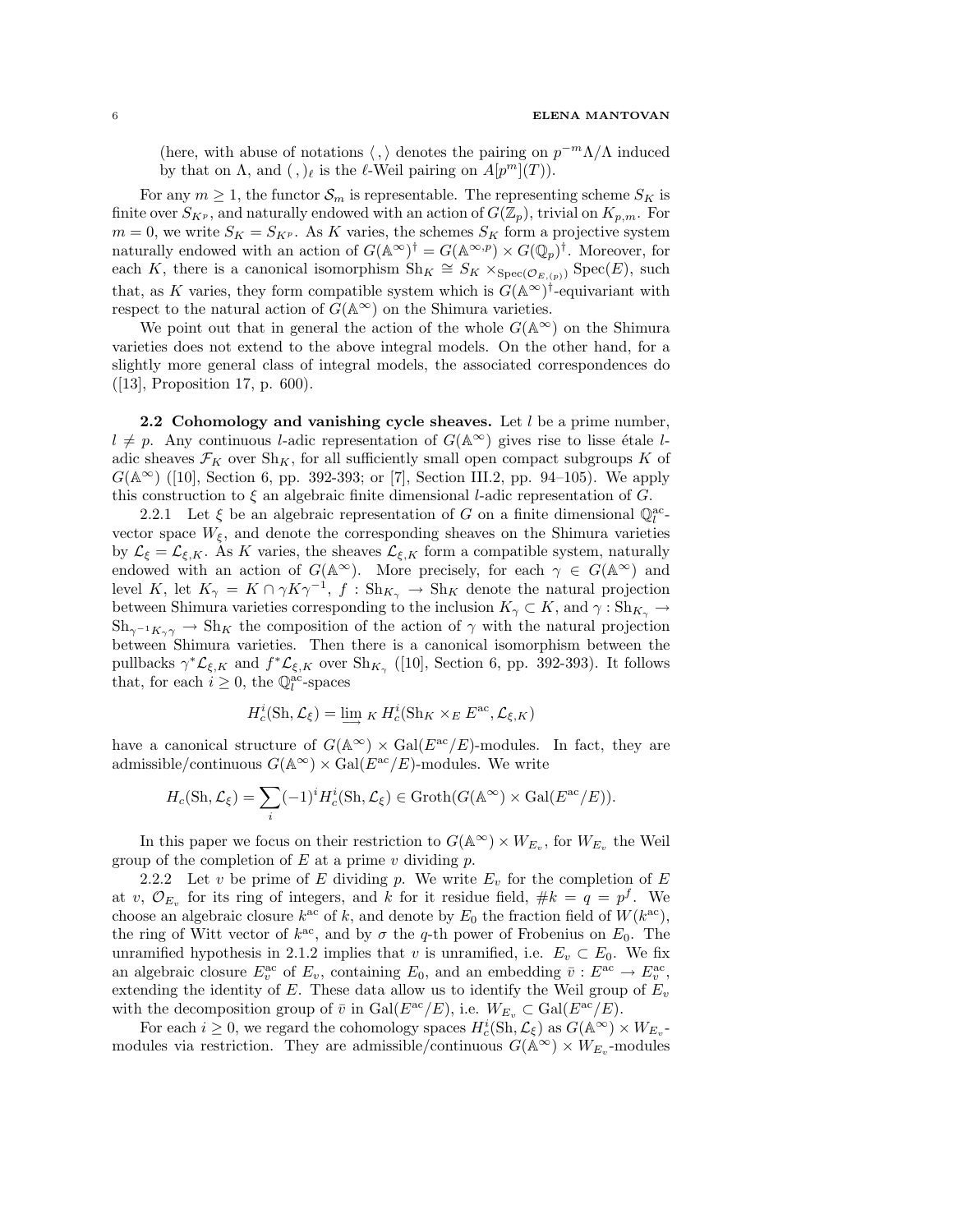(here, with abuse of notations $\langle\,,\rangle$ denotes the pairing on $p^{-m}\Lambda/\Lambda$ induced by that on $\Lambda$, and $(\,,)_\ell$ is the $\ell$-Weil pairing on $A[p^m](T)$).

For any $m \geq 1$, the functor $\mathcal{S}_m$ is representable. The representing scheme $S_K$ is finite over $S_{K^p}$, and naturally endowed with an action of $G(\mathbb{Z}_p)$, trivial on $K_{p,m}$. For $m = 0$, we write $S_K = S_{K^p}$. As $K$ varies, the schemes $S_K$ form a projective system naturally endowed with an action of $G(\mathbb{A}^\infty)^\dagger = G(\mathbb{A}^{\infty,p}) \times G(\mathbb{Q}_p)^\dagger$. Moreover, for each $K$, there is a canonical isomorphism $\mathrm{Sh}_K \cong S_K \times_{\mathrm{Spec}(\mathcal{O}_{E,(p)})} \mathrm{Spec}(E)$, such that, as $K$ varies, they form compatible system which is $G(\mathbb{A}^\infty)^\dagger$-equivariant with respect to the natural action of $G(\mathbb{A}^\infty)$ on the Shimura varieties.

We point out that in general the action of the whole $G(\mathbb{A}^\infty)$ on the Shimura varieties does not extend to the above integral models. On the other hand, for a slightly more general class of integral models, the associated correspondences do ([13], Proposition 17, p. 600).

**2.2 Cohomology and vanishing cycle sheaves.** Let $l$ be a prime number, $l \neq p$. Any continuous $l$-adic representation of $G(\mathbb{A}^\infty)$ gives rise to lisse étale $l$-adic sheaves $\mathcal{F}_K$ over $\mathrm{Sh}_K$, for all sufficiently small open compact subgroups $K$ of $G(\mathbb{A}^\infty)$ ([10], Section 6, pp. 392-393; or [7], Section III.2, pp. 94–105). We apply this construction to $\xi$ an algebraic finite dimensional $l$-adic representation of $G$.

2.2.1 Let $\xi$ be an algebraic representation of $G$ on a finite dimensional $\mathbb{Q}_l^{\mathrm{ac}}$-vector space $W_\xi$, and denote the corresponding sheaves on the Shimura varieties by $\mathcal{L}_\xi = \mathcal{L}_{\xi,K}$. As $K$ varies, the sheaves $\mathcal{L}_{\xi,K}$ form a compatible system, naturally endowed with an action of $G(\mathbb{A}^\infty)$. More precisely, for each $\gamma \in G(\mathbb{A}^\infty)$ and level $K$, let $K_\gamma = K \cap \gamma K \gamma^{-1}$, $f : \mathrm{Sh}_{K_\gamma} \to \mathrm{Sh}_K$ denote the natural projection between Shimura varieties corresponding to the inclusion $K_\gamma \subset K$, and $\gamma : \mathrm{Sh}_{K_\gamma} \to \mathrm{Sh}_{\gamma^{-1}K_\gamma\gamma} \to \mathrm{Sh}_K$ the composition of the action of $\gamma$ with the natural projection between Shimura varieties. Then there is a canonical isomorphism between the pullbacks $\gamma^*\mathcal{L}_{\xi,K}$ and $f^*\mathcal{L}_{\xi,K}$ over $\mathrm{Sh}_{K_\gamma}$ ([10], Section 6, pp. 392-393). It follows that, for each $i \geq 0$, the $\mathbb{Q}_l^{\mathrm{ac}}$-spaces

$$H_c^i(\mathrm{Sh}, \mathcal{L}_\xi) = \varinjlim_K H_c^i(\mathrm{Sh}_K \times_E E^{\mathrm{ac}}, \mathcal{L}_{\xi,K})$$

have a canonical structure of $G(\mathbb{A}^\infty) \times \mathrm{Gal}(E^{\mathrm{ac}}/E)$-modules. In fact, they are admissible/continuous $G(\mathbb{A}^\infty) \times \mathrm{Gal}(E^{\mathrm{ac}}/E)$-modules. We write

$$H_c(\mathrm{Sh}, \mathcal{L}_\xi) = \sum_i (-1)^i H_c^i(\mathrm{Sh}, \mathcal{L}_\xi) \in \mathrm{Groth}(G(\mathbb{A}^\infty) \times \mathrm{Gal}(E^{\mathrm{ac}}/E)).$$

In this paper we focus on their restriction to $G(\mathbb{A}^\infty) \times W_{E_v}$, for $W_{E_v}$ the Weil group of the completion of $E$ at a prime $v$ dividing $p$.

2.2.2 Let $v$ be prime of $E$ dividing $p$. We write $E_v$ for the completion of $E$ at $v$, $\mathcal{O}_{E_v}$ for its ring of integers, and $k$ for it residue field, $\#k = q = p^f$. We choose an algebraic closure $k^{\mathrm{ac}}$ of $k$, and denote by $E_0$ the fraction field of $W(k^{\mathrm{ac}})$, the ring of Witt vector of $k^{\mathrm{ac}}$, and by $\sigma$ the $q$-th power of Frobenius on $E_0$. The unramified hypothesis in 2.1.2 implies that $v$ is unramified, i.e. $E_v \subset E_0$. We fix an algebraic closure $E_v^{\mathrm{ac}}$ of $E_v$, containing $E_0$, and an embedding $\bar{v} : E^{\mathrm{ac}} \to E_v^{\mathrm{ac}}$, extending the identity of $E$. These data allow us to identify the Weil group of $E_v$ with the decomposition group of $\bar{v}$ in $\mathrm{Gal}(E^{\mathrm{ac}}/E)$, i.e. $W_{E_v} \subset \mathrm{Gal}(E^{\mathrm{ac}}/E)$.

For each $i \geq 0$, we regard the cohomology spaces $H_c^i(\mathrm{Sh}, \mathcal{L}_\xi)$ as $G(\mathbb{A}^\infty) \times W_{E_v}$-modules via restriction. They are admissible/continuous $G(\mathbb{A}^\infty) \times W_{E_v}$-modules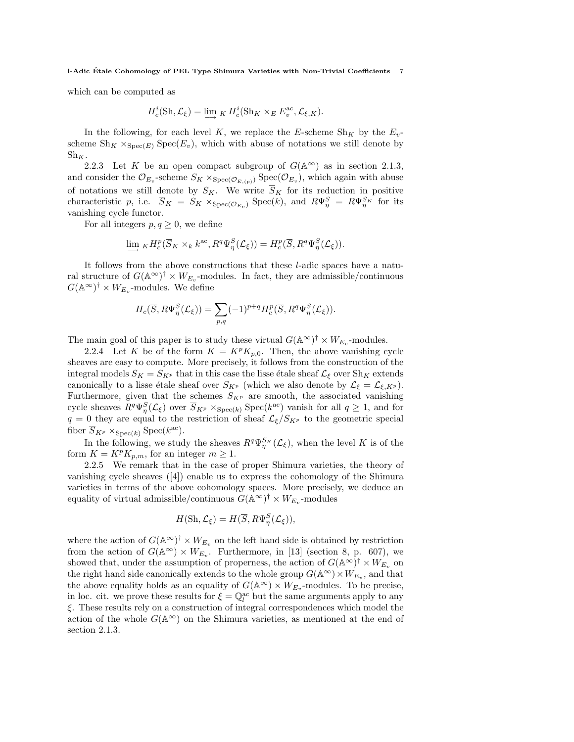which can be computed as

$$H^i_c(\mathrm{Sh}, \mathcal{L}_\xi) = \varinjlim{}_K H^i_c(\mathrm{Sh}_K \times_E E_v^{\mathrm{ac}}, \mathcal{L}_{\xi,K}).$$

In the following, for each level $K$, we replace the $E$-scheme $\mathrm{Sh}_K$ by the $E_v$-scheme $\mathrm{Sh}_K \times_{\mathrm{Spec}(E)} \mathrm{Spec}(E_v)$, which with abuse of notations we still denote by $\mathrm{Sh}_K$.

2.2.3 Let $K$ be an open compact subgroup of $G(\mathbb{A}^\infty)$ as in section 2.1.3, and consider the $\mathcal{O}_{E_v}$-scheme $S_K \times_{\mathrm{Spec}(\mathcal{O}_{E,(p)})} \mathrm{Spec}(\mathcal{O}_{E_v})$, which again with abuse of notations we still denote by $S_K$. We write $\overline{S}_K$ for its reduction in positive characteristic $p$, i.e. $\overline{S}_K = S_K \times_{\mathrm{Spec}(\mathcal{O}_{E_v})} \mathrm{Spec}(k)$, and $R\Psi^S_\eta = R\Psi^{S_K}_\eta$ for its vanishing cycle functor.

For all integers $p, q \geq 0$, we define

$$\varinjlim{}_K H^p_c(\overline{S}_K \times_k k^{\mathrm{ac}}, R^q\Psi^S_\eta(\mathcal{L}_\xi)) = H^p_c(\overline{S}, R^q\Psi^S_\eta(\mathcal{L}_\xi)).$$

It follows from the above constructions that these $l$-adic spaces have a natural structure of $G(\mathbb{A}^\infty)^\dagger \times W_{E_v}$-modules. In fact, they are admissible/continuous $G(\mathbb{A}^\infty)^\dagger \times W_{E_v}$-modules. We define

$$H_c(\overline{S}, R\Psi^S_\eta(\mathcal{L}_\xi)) = \sum_{p,q} (-1)^{p+q} H^p_c(\overline{S}, R^q\Psi^S_\eta(\mathcal{L}_\xi)).$$

The main goal of this paper is to study these virtual $G(\mathbb{A}^\infty)^\dagger \times W_{E_v}$-modules.

2.2.4 Let $K$ be of the form $K = K^p K_{p,0}$. Then, the above vanishing cycle sheaves are easy to compute. More precisely, it follows from the construction of the integral models $S_K = S_{K^p}$ that in this case the lisse étale sheaf $\mathcal{L}_\xi$ over $\mathrm{Sh}_K$ extends canonically to a lisse étale sheaf over $S_{K^p}$ (which we also denote by $\mathcal{L}_\xi = \mathcal{L}_{\xi,K^p}$). Furthermore, given that the schemes $S_{K^p}$ are smooth, the associated vanishing cycle sheaves $R^q\Psi^S_\eta(\mathcal{L}_\xi)$ over $\overline{S}_{K^p} \times_{\mathrm{Spec}(k)} \mathrm{Spec}(k^{\mathrm{ac}})$ vanish for all $q \geq 1$, and for $q = 0$ they are equal to the restriction of sheaf $\mathcal{L}_\xi / S_{K^p}$ to the geometric special fiber $\overline{S}_{K^p} \times_{\mathrm{Spec}(k)} \mathrm{Spec}(k^{\mathrm{ac}})$.

In the following, we study the sheaves $R^q\Psi^{S_K}_\eta(\mathcal{L}_\xi)$, when the level $K$ is of the form $K = K^p K_{p,m}$, for an integer $m \geq 1$.

2.2.5 We remark that in the case of proper Shimura varieties, the theory of vanishing cycle sheaves ([4]) enable us to express the cohomology of the Shimura varieties in terms of the above cohomology spaces. More precisely, we deduce an equality of virtual admissible/continuous $G(\mathbb{A}^\infty)^\dagger \times W_{E_v}$-modules

$$H(\mathrm{Sh}, \mathcal{L}_\xi) = H(\overline{S}, R\Psi^S_\eta(\mathcal{L}_\xi)),$$

where the action of $G(\mathbb{A}^\infty)^\dagger \times W_{E_v}$ on the left hand side is obtained by restriction from the action of $G(\mathbb{A}^\infty) \times W_{E_v}$. Furthermore, in [13] (section 8, p. 607), we showed that, under the assumption of properness, the action of $G(\mathbb{A}^\infty)^\dagger \times W_{E_v}$ on the right hand side canonically extends to the whole group $G(\mathbb{A}^\infty) \times W_{E_v}$, and that the above equality holds as an equality of $G(\mathbb{A}^\infty) \times W_{E_v}$-modules. To be precise, in loc. cit. we prove these results for $\xi = \mathbb{Q}_l^{\mathrm{ac}}$ but the same arguments apply to any $\xi$. These results rely on a construction of integral correspondences which model the action of the whole $G(\mathbb{A}^\infty)$ on the Shimura varieties, as mentioned at the end of section 2.1.3.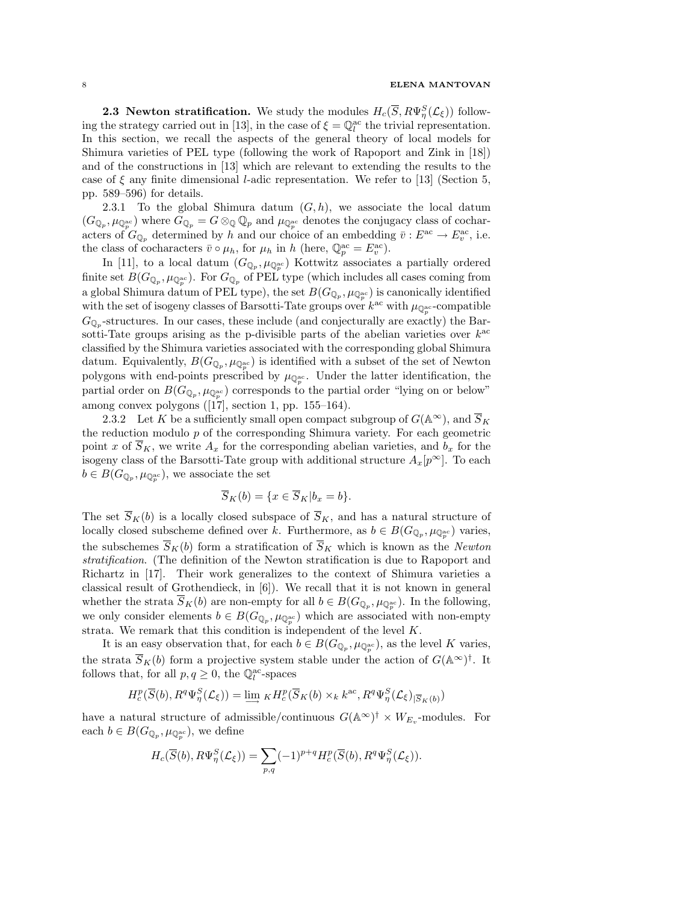**2.3 Newton stratification.** We study the modules $H_c(\overline{S}, R\Psi^S_\eta(\mathcal{L}_\xi))$ following the strategy carried out in [13], in the case of $\xi = \mathbb{Q}_l^{\mathrm{ac}}$ the trivial representation. In this section, we recall the aspects of the general theory of local models for Shimura varieties of PEL type (following the work of Rapoport and Zink in [18]) and of the constructions in [13] which are relevant to extending the results to the case of $\xi$ any finite dimensional $l$-adic representation. We refer to [13] (Section 5, pp. 589–596) for details.

2.3.1 To the global Shimura datum $(G, h)$, we associate the local datum $(G_{\mathbb{Q}_p}, \mu_{\mathbb{Q}_p^{\mathrm{ac}}})$ where $G_{\mathbb{Q}_p} = G \otimes_{\mathbb{Q}} \mathbb{Q}_p$ and $\mu_{\mathbb{Q}_p^{\mathrm{ac}}}$ denotes the conjugacy class of cocharacters of $G_{\mathbb{Q}_p}$ determined by $h$ and our choice of an embedding $\bar{v} : E^{\mathrm{ac}} \to E_v^{\mathrm{ac}}$, i.e. the class of cocharacters $\bar{v} \circ \mu_h$, for $\mu_h$ in $h$ (here, $\mathbb{Q}_p^{\mathrm{ac}} = E_v^{\mathrm{ac}}$).

In [11], to a local datum $(G_{\mathbb{Q}_p}, \mu_{\mathbb{Q}_p^{\mathrm{ac}}})$ Kottwitz associates a partially ordered finite set $B(G_{\mathbb{Q}_p}, \mu_{\mathbb{Q}_p^{\mathrm{ac}}})$. For $G_{\mathbb{Q}_p}$ of PEL type (which includes all cases coming from a global Shimura datum of PEL type), the set $B(G_{\mathbb{Q}_p}, \mu_{\mathbb{Q}_p^{\mathrm{ac}}})$ is canonically identified with the set of isogeny classes of Barsotti-Tate groups over $k^{\mathrm{ac}}$ with $\mu_{\mathbb{Q}_p^{\mathrm{ac}}}$-compatible $G_{\mathbb{Q}_p}$-structures. In our cases, these include (and conjecturally are exactly) the Barsotti-Tate groups arising as the p-divisible parts of the abelian varieties over $k^{\mathrm{ac}}$ classified by the Shimura varieties associated with the corresponding global Shimura datum. Equivalently, $B(G_{\mathbb{Q}_p}, \mu_{\mathbb{Q}_p^{\mathrm{ac}}})$ is identified with a subset of the set of Newton polygons with end-points prescribed by $\mu_{\mathbb{Q}_p^{\mathrm{ac}}}$. Under the latter identification, the partial order on $B(G_{\mathbb{Q}_p}, \mu_{\mathbb{Q}_p^{\mathrm{ac}}})$ corresponds to the partial order "lying on or below" among convex polygons ([17], section 1, pp. 155–164).

2.3.2 Let $K$ be a sufficiently small open compact subgroup of $G(\mathbb{A}^\infty)$, and $\overline{S}_K$ the reduction modulo $p$ of the corresponding Shimura variety. For each geometric point $x$ of $\overline{S}_K$, we write $A_x$ for the corresponding abelian varieties, and $b_x$ for the isogeny class of the Barsotti-Tate group with additional structure $A_x[p^\infty]$. To each $b \in B(G_{\mathbb{Q}_p}, \mu_{\mathbb{Q}_p^{\mathrm{ac}}})$, we associate the set

$$\overline{S}_K(b) = \{x \in \overline{S}_K | b_x = b\}.$$

The set $\overline{S}_K(b)$ is a locally closed subspace of $\overline{S}_K$, and has a natural structure of locally closed subscheme defined over $k$. Furthermore, as $b \in B(G_{\mathbb{Q}_p}, \mu_{\mathbb{Q}_p^{\mathrm{ac}}})$ varies, the subschemes $\overline{S}_K(b)$ form a stratification of $\overline{S}_K$ which is known as the *Newton stratification*. (The definition of the Newton stratification is due to Rapoport and Richartz in [17]. Their work generalizes to the context of Shimura varieties a classical result of Grothendieck, in [6]). We recall that it is not known in general whether the strata $\overline{S}_K(b)$ are non-empty for all $b \in B(G_{\mathbb{Q}_p}, \mu_{\mathbb{Q}_p^{\mathrm{ac}}})$. In the following, we only consider elements $b \in B(G_{\mathbb{Q}_p}, \mu_{\mathbb{Q}_p^{\mathrm{ac}}})$ which are associated with non-empty strata. We remark that this condition is independent of the level $K$.

It is an easy observation that, for each $b \in B(G_{\mathbb{Q}_p}, \mu_{\mathbb{Q}_p^{\mathrm{ac}}})$, as the level $K$ varies, the strata $\overline{S}_K(b)$ form a projective system stable under the action of $G(\mathbb{A}^\infty)^\dagger$. It follows that, for all $p, q \geq 0$, the $\mathbb{Q}_l^{\mathrm{ac}}$-spaces

$$H_c^p(\overline{S}(b), R^q\Psi^S_\eta(\mathcal{L}_\xi)) = \varinjlim_K H_c^p(\overline{S}_K(b) \times_k k^{\mathrm{ac}}, R^q\Psi^S_\eta(\mathcal{L}_\xi)_{|\overline{S}_K(b)})$$

have a natural structure of admissible/continuous $G(\mathbb{A}^\infty)^\dagger \times W_{E_v}$-modules. For each $b \in B(G_{\mathbb{Q}_p}, \mu_{\mathbb{Q}_p^{\mathrm{ac}}})$, we define

$$H_c(\overline{S}(b), R\Psi^S_\eta(\mathcal{L}_\xi)) = \sum_{p,q} (-1)^{p+q} H_c^p(\overline{S}(b), R^q\Psi^S_\eta(\mathcal{L}_\xi)).$$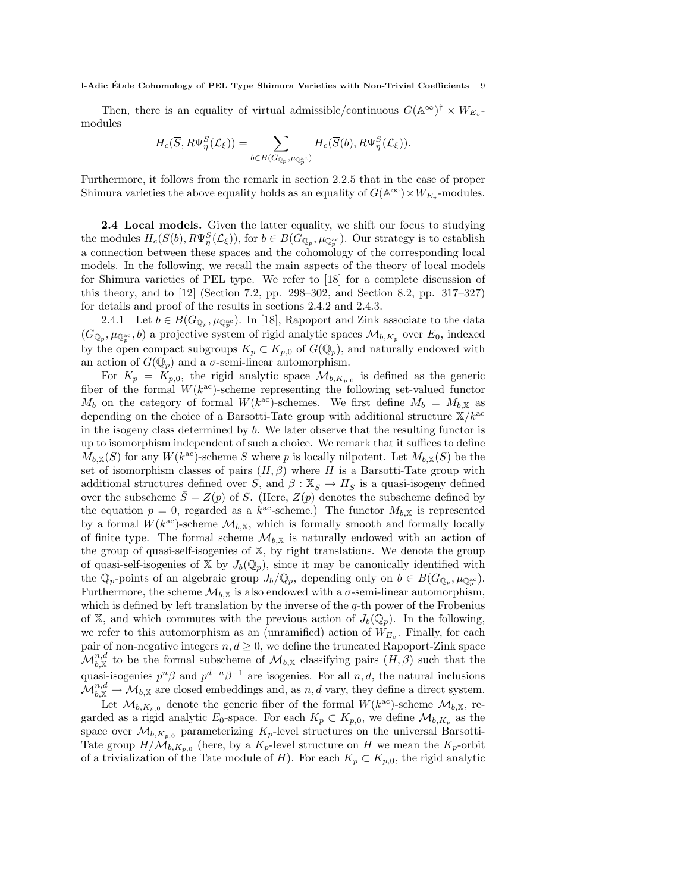Then, there is an equality of virtual admissible/continuous $G(\mathbb{A}^\infty)^\dagger \times W_{E_v}$-modules

$$H_c(\overline{S}, R\Psi_\eta^S(\mathcal{L}_\xi)) = \sum_{b \in B(G_{\mathbb{Q}_p}, \mu_{\mathbb{Q}_p^{\mathrm{ac}}})} H_c(\overline{S}(b), R\Psi_\eta^S(\mathcal{L}_\xi)).$$

Furthermore, it follows from the remark in section 2.2.5 that in the case of proper Shimura varieties the above equality holds as an equality of $G(\mathbb{A}^\infty) \times W_{E_v}$-modules.

**2.4 Local models.** Given the latter equality, we shift our focus to studying the modules $H_c(\overline{S}(b), R\Psi_\eta^S(\mathcal{L}_\xi))$, for $b \in B(G_{\mathbb{Q}_p}, \mu_{\mathbb{Q}_p^{\mathrm{ac}}})$. Our strategy is to establish a connection between these spaces and the cohomology of the corresponding local models. In the following, we recall the main aspects of the theory of local models for Shimura varieties of PEL type. We refer to [18] for a complete discussion of this theory, and to [12] (Section 7.2, pp. 298–302, and Section 8.2, pp. 317–327) for details and proof of the results in sections 2.4.2 and 2.4.3.

2.4.1 Let $b \in B(G_{\mathbb{Q}_p}, \mu_{\mathbb{Q}_p^{\mathrm{ac}}})$. In [18], Rapoport and Zink associate to the data $(G_{\mathbb{Q}_p}, \mu_{\mathbb{Q}_p^{\mathrm{ac}}}, b)$ a projective system of rigid analytic spaces $\mathcal{M}_{b,K_p}$ over $E_0$, indexed by the open compact subgroups $K_p \subset K_{p,0}$ of $G(\mathbb{Q}_p)$, and naturally endowed with an action of $G(\mathbb{Q}_p)$ and a $\sigma$-semi-linear automorphism.

For $K_p = K_{p,0}$, the rigid analytic space $\mathcal{M}_{b,K_{p,0}}$ is defined as the generic fiber of the formal $W(k^{\mathrm{ac}})$-scheme representing the following set-valued functor $M_b$ on the category of formal $W(k^{\mathrm{ac}})$-schemes. We first define $M_b = M_{b,\mathbb{X}}$ as depending on the choice of a Barsotti-Tate group with additional structure $\mathbb{X}/k^{\mathrm{ac}}$ in the isogeny class determined by $b$. We later observe that the resulting functor is up to isomorphism independent of such a choice. We remark that it suffices to define $M_{b,\mathbb{X}}(S)$ for any $W(k^{\mathrm{ac}})$-scheme $S$ where $p$ is locally nilpotent. Let $M_{b,\mathbb{X}}(S)$ be the set of isomorphism classes of pairs $(H, \beta)$ where $H$ is a Barsotti-Tate group with additional structures defined over $S$, and $\beta : \mathbb{X}_{\bar{S}} \to H_{\bar{S}}$ is a quasi-isogeny defined over the subscheme $\bar{S} = Z(p)$ of $S$. (Here, $Z(p)$ denotes the subscheme defined by the equation $p = 0$, regarded as a $k^{\mathrm{ac}}$-scheme.) The functor $M_{b,\mathbb{X}}$ is represented by a formal $W(k^{\mathrm{ac}})$-scheme $\mathcal{M}_{b,\mathbb{X}}$, which is formally smooth and formally locally of finite type. The formal scheme $\mathcal{M}_{b,\mathbb{X}}$ is naturally endowed with an action of the group of quasi-self-isogenies of $\mathbb{X}$, by right translations. We denote the group of quasi-self-isogenies of $\mathbb{X}$ by $J_b(\mathbb{Q}_p)$, since it may be canonically identified with the $\mathbb{Q}_p$-points of an algebraic group $J_b/\mathbb{Q}_p$, depending only on $b \in B(G_{\mathbb{Q}_p}, \mu_{\mathbb{Q}_p^{\mathrm{ac}}})$. Furthermore, the scheme $\mathcal{M}_{b,\mathbb{X}}$ is also endowed with a $\sigma$-semi-linear automorphism, which is defined by left translation by the inverse of the $q$-th power of the Frobenius of $\mathbb{X}$, and which commutes with the previous action of $J_b(\mathbb{Q}_p)$. In the following, we refer to this automorphism as an (unramified) action of $W_{E_v}$. Finally, for each pair of non-negative integers $n, d \geq 0$, we define the truncated Rapoport-Zink space $\mathcal{M}_{b,\mathbb{X}}^{n,d}$ to be the formal subscheme of $\mathcal{M}_{b,\mathbb{X}}$ classifying pairs $(H, \beta)$ such that the quasi-isogenies $p^n\beta$ and $p^{d-n}\beta^{-1}$ are isogenies. For all $n, d$, the natural inclusions $\mathcal{M}_{b,\mathbb{X}}^{n,d} \to \mathcal{M}_{b,\mathbb{X}}$ are closed embeddings and, as $n, d$ vary, they define a direct system.

Let $\mathcal{M}_{b,K_{p,0}}$ denote the generic fiber of the formal $W(k^{\mathrm{ac}})$-scheme $\mathcal{M}_{b,\mathbb{X}}$, regarded as a rigid analytic $E_0$-space. For each $K_p \subset K_{p,0}$, we define $\mathcal{M}_{b,K_p}$ as the space over $\mathcal{M}_{b,K_{p,0}}$ parameterizing $K_p$-level structures on the universal Barsotti-Tate group $H/\mathcal{M}_{b,K_{p,0}}$ (here, by a $K_p$-level structure on $H$ we mean the $K_p$-orbit of a trivialization of the Tate module of $H$). For each $K_p \subset K_{p,0}$, the rigid analytic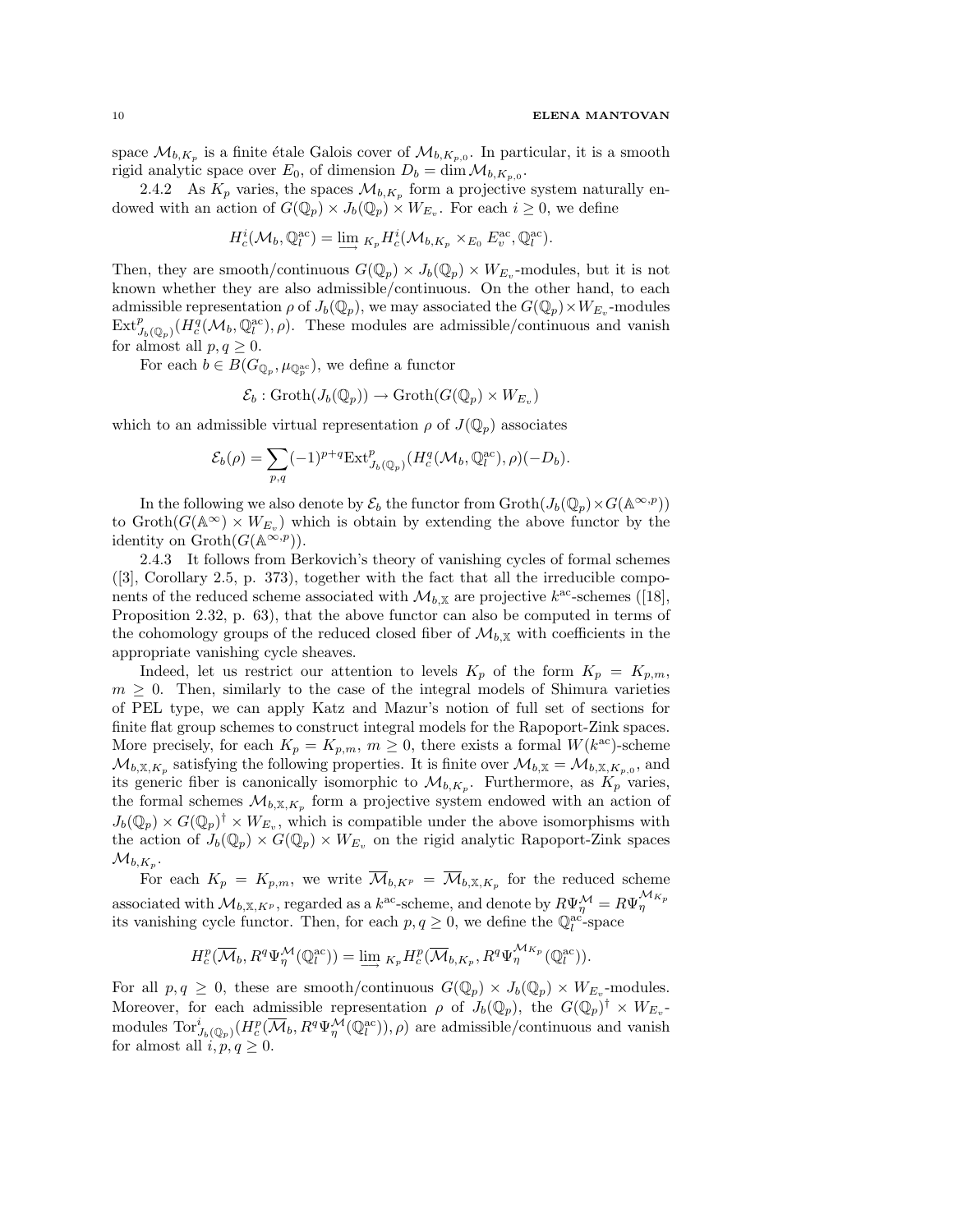space $\mathcal{M}_{b,K_p}$ is a finite étale Galois cover of $\mathcal{M}_{b,K_{p,0}}$. In particular, it is a smooth rigid analytic space over $E_0$, of dimension $D_b = \dim \mathcal{M}_{b,K_{p,0}}$.

2.4.2 As $K_p$ varies, the spaces $\mathcal{M}_{b,K_p}$ form a projective system naturally endowed with an action of $G(\mathbb{Q}_p) \times J_b(\mathbb{Q}_p) \times W_{E_v}$. For each $i \geq 0$, we define

$$H^i_c(\mathcal{M}_b, \mathbb{Q}_l^{\mathrm{ac}}) = \varinjlim{}_{K_p} H^i_c(\mathcal{M}_{b,K_p} \times_{E_0} E_v^{\mathrm{ac}}, \mathbb{Q}_l^{\mathrm{ac}}).$$

Then, they are smooth/continuous $G(\mathbb{Q}_p) \times J_b(\mathbb{Q}_p) \times W_{E_v}$-modules, but it is not known whether they are also admissible/continuous. On the other hand, to each admissible representation $\rho$ of $J_b(\mathbb{Q}_p)$, we may associated the $G(\mathbb{Q}_p) \times W_{E_v}$-modules $\mathrm{Ext}^p_{J_b(\mathbb{Q}_p)}(H^q_c(\mathcal{M}_b, \mathbb{Q}_l^{\mathrm{ac}}), \rho)$. These modules are admissible/continuous and vanish for almost all $p, q \geq 0$.

For each $b \in B(G_{\mathbb{Q}_p}, \mu_{\mathbb{Q}_p^{\mathrm{ac}}})$, we define a functor

$$\mathcal{E}_b : \mathrm{Groth}(J_b(\mathbb{Q}_p)) \to \mathrm{Groth}(G(\mathbb{Q}_p) \times W_{E_v})$$

which to an admissible virtual representation $\rho$ of $J(\mathbb{Q}_p)$ associates

$$\mathcal{E}_b(\rho) = \sum_{p,q} (-1)^{p+q} \mathrm{Ext}^p_{J_b(\mathbb{Q}_p)}(H^q_c(\mathcal{M}_b, \mathbb{Q}_l^{\mathrm{ac}}), \rho)(-D_b).$$

In the following we also denote by $\mathcal{E}_b$ the functor from $\mathrm{Groth}(J_b(\mathbb{Q}_p) \times G(\mathbb{A}^{\infty,p}))$ to $\mathrm{Groth}(G(\mathbb{A}^\infty) \times W_{E_v})$ which is obtain by extending the above functor by the identity on $\mathrm{Groth}(G(\mathbb{A}^{\infty,p}))$.

2.4.3 It follows from Berkovich's theory of vanishing cycles of formal schemes ([3], Corollary 2.5, p. 373), together with the fact that all the irreducible components of the reduced scheme associated with $\mathcal{M}_{b,\mathbb{X}}$ are projective $k^{\mathrm{ac}}$-schemes ([18], Proposition 2.32, p. 63), that the above functor can also be computed in terms of the cohomology groups of the reduced closed fiber of $\mathcal{M}_{b,\mathbb{X}}$ with coefficients in the appropriate vanishing cycle sheaves.

Indeed, let us restrict our attention to levels $K_p$ of the form $K_p = K_{p,m}$, $m \geq 0$. Then, similarly to the case of the integral models of Shimura varieties of PEL type, we can apply Katz and Mazur's notion of full set of sections for finite flat group schemes to construct integral models for the Rapoport-Zink spaces. More precisely, for each $K_p = K_{p,m}$, $m \geq 0$, there exists a formal $W(k^{\mathrm{ac}})$-scheme $\mathcal{M}_{b,\mathbb{X},K_p}$ satisfying the following properties. It is finite over $\mathcal{M}_{b,\mathbb{X}} = \mathcal{M}_{b,\mathbb{X},K_{p,0}}$, and its generic fiber is canonically isomorphic to $\mathcal{M}_{b,K_p}$. Furthermore, as $K_p$ varies, the formal schemes $\mathcal{M}_{b,\mathbb{X},K_p}$ form a projective system endowed with an action of $J_b(\mathbb{Q}_p) \times G(\mathbb{Q}_p)^\dagger \times W_{E_v}$, which is compatible under the above isomorphisms with the action of $J_b(\mathbb{Q}_p) \times G(\mathbb{Q}_p) \times W_{E_v}$ on the rigid analytic Rapoport-Zink spaces $\mathcal{M}_{b,K_p}$.

For each $K_p = K_{p,m}$, we write $\overline{\mathcal{M}}_{b,K^p} = \overline{\mathcal{M}}_{b,\mathbb{X},K_p}$ for the reduced scheme associated with $\mathcal{M}_{b,\mathbb{X},K^p}$, regarded as a $k^{\mathrm{ac}}$-scheme, and denote by $R\Psi^{\mathcal{M}}_\eta = R\Psi^{\mathcal{M}_{K_p}}_\eta$ its vanishing cycle functor. Then, for each $p, q \geq 0$, we define the $\mathbb{Q}_l^{\mathrm{ac}}$-space

$$H^p_c(\overline{\mathcal{M}}_b, R^q\Psi^{\mathcal{M}}_\eta(\mathbb{Q}_l^{\mathrm{ac}})) = \varinjlim{}_{K_p} H^p_c(\overline{\mathcal{M}}_{b,K_p}, R^q\Psi^{\mathcal{M}_{K_p}}_\eta(\mathbb{Q}_l^{\mathrm{ac}})).$$

For all $p, q \geq 0$, these are smooth/continuous $G(\mathbb{Q}_p) \times J_b(\mathbb{Q}_p) \times W_{E_v}$-modules. Moreover, for each admissible representation $\rho$ of $J_b(\mathbb{Q}_p)$, the $G(\mathbb{Q}_p)^\dagger \times W_{E_v}$-modules $\mathrm{Tor}^i_{J_b(\mathbb{Q}_p)}(H^p_c(\overline{\mathcal{M}}_b, R^q\Psi^{\mathcal{M}}_\eta(\mathbb{Q}_l^{\mathrm{ac}})), \rho)$ are admissible/continuous and vanish for almost all $i, p, q \geq 0$.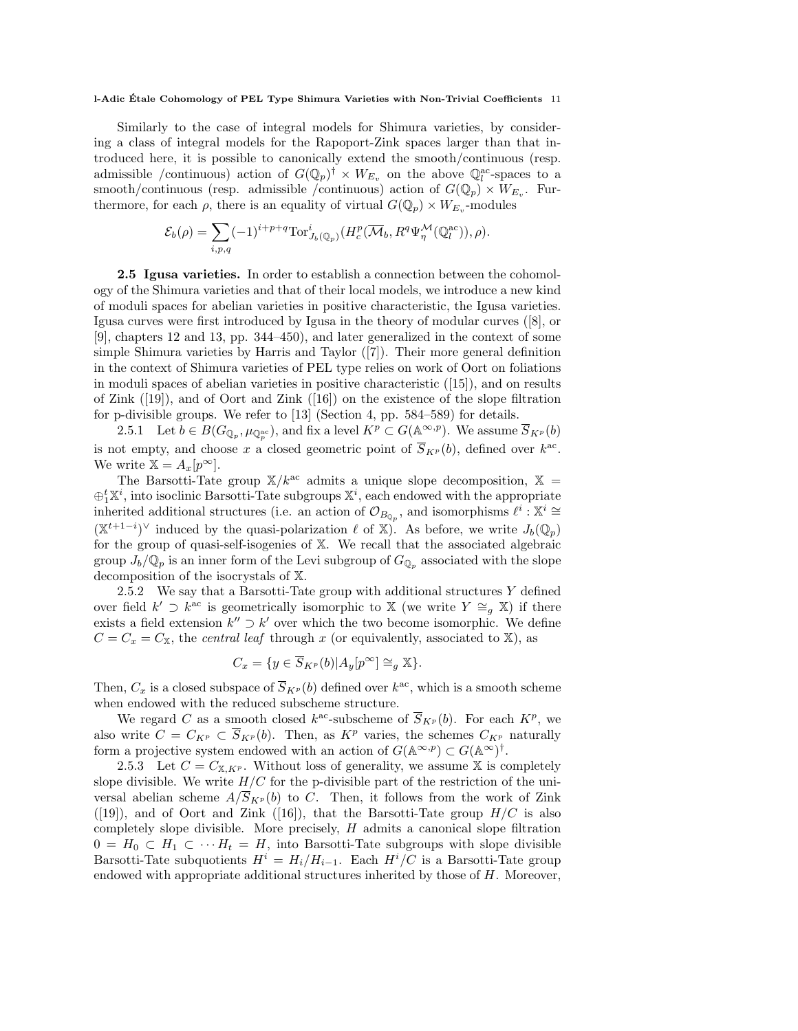Similarly to the case of integral models for Shimura varieties, by considering a class of integral models for the Rapoport-Zink spaces larger than that introduced here, it is possible to canonically extend the smooth/continuous (resp. admissible /continuous) action of $G(\mathbb{Q}_p)^\dagger \times W_{E_v}$ on the above $\mathbb{Q}_l^{\mathrm{ac}}$-spaces to a smooth/continuous (resp. admissible /continuous) action of $G(\mathbb{Q}_p) \times W_{E_v}$. Furthermore, for each $\rho$, there is an equality of virtual $G(\mathbb{Q}_p) \times W_{E_v}$-modules

$$\mathcal{E}_b(\rho) = \sum_{i,p,q} (-1)^{i+p+q} \mathrm{Tor}^i_{J_b(\mathbb{Q}_p)}(H^p_c(\overline{\mathcal{M}}_b, R^q\Psi^{\mathcal{M}}_\eta(\mathbb{Q}_l^{\mathrm{ac}})), \rho).$$

**2.5 Igusa varieties.** In order to establish a connection between the cohomology of the Shimura varieties and that of their local models, we introduce a new kind of moduli spaces for abelian varieties in positive characteristic, the Igusa varieties. Igusa curves were first introduced by Igusa in the theory of modular curves ([8], or [9], chapters 12 and 13, pp. 344–450), and later generalized in the context of some simple Shimura varieties by Harris and Taylor ([7]). Their more general definition in the context of Shimura varieties of PEL type relies on work of Oort on foliations in moduli spaces of abelian varieties in positive characteristic ([15]), and on results of Zink ([19]), and of Oort and Zink ([16]) on the existence of the slope filtration for p-divisible groups. We refer to [13] (Section 4, pp. 584–589) for details.

2.5.1 Let $b \in B(G_{\mathbb{Q}_p}, \mu_{\mathbb{Q}_p^{\mathrm{ac}}})$, and fix a level $K^p \subset G(\mathbb{A}^{\infty,p})$. We assume $\overline{S}_{K^p}(b)$ is not empty, and choose $x$ a closed geometric point of $\overline{S}_{K^p}(b)$, defined over $k^{\mathrm{ac}}$. We write $\mathbb{X} = A_x[p^\infty]$.

The Barsotti-Tate group $\mathbb{X}/k^{\mathrm{ac}}$ admits a unique slope decomposition, $\mathbb{X} = \oplus_1^t \mathbb{X}^i$, into isoclinic Barsotti-Tate subgroups $\mathbb{X}^i$, each endowed with the appropriate inherited additional structures (i.e. an action of $\mathcal{O}_{B_{\mathbb{Q}_p}}$, and isomorphisms $\ell^i : \mathbb{X}^i \cong (\mathbb{X}^{t+1-i})^\vee$ induced by the quasi-polarization $\ell$ of $\mathbb{X}$). As before, we write $J_b(\mathbb{Q}_p)$ for the group of quasi-self-isogenies of $\mathbb{X}$. We recall that the associated algebraic group $J_b/\mathbb{Q}_p$ is an inner form of the Levi subgroup of $G_{\mathbb{Q}_p}$ associated with the slope decomposition of the isocrystals of $\mathbb{X}$.

2.5.2 We say that a Barsotti-Tate group with additional structures $Y$ defined over field $k' \supset k^{\mathrm{ac}}$ is geometrically isomorphic to $\mathbb{X}$ (we write $Y \cong_g \mathbb{X}$) if there exists a field extension $k'' \supset k'$ over which the two become isomorphic. We define $C = C_x = C_{\mathbb{X}}$, the *central leaf* through $x$ (or equivalently, associated to $\mathbb{X}$), as

$$C_x = \{y \in \overline{S}_{K^p}(b) | A_y[p^\infty] \cong_g \mathbb{X}\}.$$

Then, $C_x$ is a closed subspace of $\overline{S}_{K^p}(b)$ defined over $k^{\mathrm{ac}}$, which is a smooth scheme when endowed with the reduced subscheme structure.

We regard $C$ as a smooth closed $k^{\mathrm{ac}}$-subscheme of $\overline{S}_{K^p}(b)$. For each $K^p$, we also write $C = C_{K^p} \subset \overline{S}_{K^p}(b)$. Then, as $K^p$ varies, the schemes $C_{K^p}$ naturally form a projective system endowed with an action of $G(\mathbb{A}^{\infty,p}) \subset G(\mathbb{A}^\infty)^\dagger$.

2.5.3 Let $C = C_{\mathbb{X},K^p}$. Without loss of generality, we assume $\mathbb{X}$ is completely slope divisible. We write $H/C$ for the p-divisible part of the restriction of the universal abelian scheme $A/\overline{S}_{K^p}(b)$ to $C$. Then, it follows from the work of Zink ([19]), and of Oort and Zink ([16]), that the Barsotti-Tate group $H/C$ is also completely slope divisible. More precisely, $H$ admits a canonical slope filtration $0 = H_0 \subset H_1 \subset \cdots H_t = H$, into Barsotti-Tate subgroups with slope divisible Barsotti-Tate subquotients $H^i = H_i/H_{i-1}$. Each $H^i/C$ is a Barsotti-Tate group endowed with appropriate additional structures inherited by those of $H$. Moreover,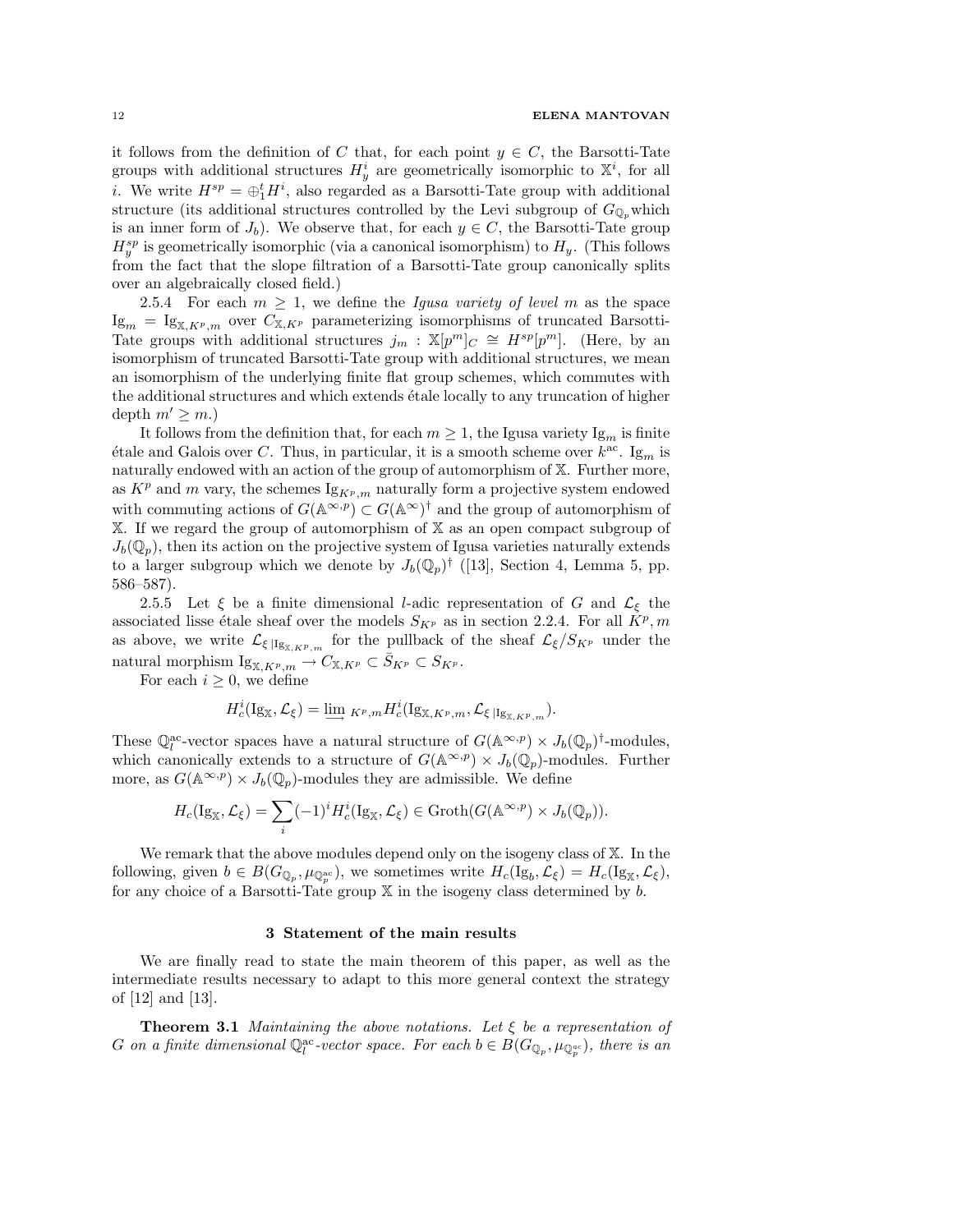it follows from the definition of $C$ that, for each point $y \in C$, the Barsotti-Tate groups with additional structures $H^i_y$ are geometrically isomorphic to $\mathbb{X}^i$, for all $i$. We write $H^{sp} = \oplus_1^t H^i$, also regarded as a Barsotti-Tate group with additional structure (its additional structures controlled by the Levi subgroup of $G_{\mathbb{Q}_p}$ which is an inner form of $J_b$). We observe that, for each $y \in C$, the Barsotti-Tate group $H^{sp}_y$ is geometrically isomorphic (via a canonical isomorphism) to $H_y$. (This follows from the fact that the slope filtration of a Barsotti-Tate group canonically splits over an algebraically closed field.)

2.5.4 For each $m \geq 1$, we define the *Igusa variety of level* $m$ as the space $\mathrm{Ig}_m = \mathrm{Ig}_{\mathbb{X},K^p,m}$ over $C_{\mathbb{X},K^p}$ parameterizing isomorphisms of truncated Barsotti-Tate groups with additional structures $j_m : \mathbb{X}[p^m]_C \cong H^{sp}[p^m]$. (Here, by an isomorphism of truncated Barsotti-Tate group with additional structures, we mean an isomorphism of the underlying finite flat group schemes, which commutes with the additional structures and which extends étale locally to any truncation of higher depth $m' \geq m$.)

It follows from the definition that, for each $m \geq 1$, the Igusa variety $\mathrm{Ig}_m$ is finite étale and Galois over $C$. Thus, in particular, it is a smooth scheme over $k^{\mathrm{ac}}$. $\mathrm{Ig}_m$ is naturally endowed with an action of the group of automorphism of $\mathbb{X}$. Further more, as $K^p$ and $m$ vary, the schemes $\mathrm{Ig}_{K^p,m}$ naturally form a projective system endowed with commuting actions of $G(\mathbb{A}^{\infty,p}) \subset G(\mathbb{A}^\infty)^\dagger$ and the group of automorphism of $\mathbb{X}$. If we regard the group of automorphism of $\mathbb{X}$ as an open compact subgroup of $J_b(\mathbb{Q}_p)$, then its action on the projective system of Igusa varieties naturally extends to a larger subgroup which we denote by $J_b(\mathbb{Q}_p)^\dagger$ ([13], Section 4, Lemma 5, pp. 586–587).

2.5.5 Let $\xi$ be a finite dimensional $l$-adic representation of $G$ and $\mathcal{L}_\xi$ the associated lisse étale sheaf over the models $S_{K^p}$ as in section 2.2.4. For all $K^p, m$ as above, we write $\mathcal{L}_{\xi\,|\mathrm{Ig}_{\mathbb{X},K^p,m}}$ for the pullback of the sheaf $\mathcal{L}_\xi/S_{K^p}$ under the natural morphism $\mathrm{Ig}_{\mathbb{X},K^p,m} \to C_{\mathbb{X},K^p} \subset \bar{S}_{K^p} \subset S_{K^p}$.

For each $i \geq 0$, we define

$$H^i_c(\mathrm{Ig}_{\mathbb{X}}, \mathcal{L}_\xi) = \varinjlim_{K^p,m} H^i_c(\mathrm{Ig}_{\mathbb{X},K^p,m}, \mathcal{L}_{\xi\,|\mathrm{Ig}_{\mathbb{X},K^p,m}}).$$

These $\mathbb{Q}_l^{\mathrm{ac}}$-vector spaces have a natural structure of $G(\mathbb{A}^{\infty,p}) \times J_b(\mathbb{Q}_p)^\dagger$-modules, which canonically extends to a structure of $G(\mathbb{A}^{\infty,p}) \times J_b(\mathbb{Q}_p)$-modules. Further more, as $G(\mathbb{A}^{\infty,p}) \times J_b(\mathbb{Q}_p)$-modules they are admissible. We define

$$H_c(\mathrm{Ig}_{\mathbb{X}}, \mathcal{L}_\xi) = \sum_i (-1)^i H^i_c(\mathrm{Ig}_{\mathbb{X}}, \mathcal{L}_\xi) \in \mathrm{Groth}(G(\mathbb{A}^{\infty,p}) \times J_b(\mathbb{Q}_p)).$$

We remark that the above modules depend only on the isogeny class of $\mathbb{X}$. In the following, given $b \in B(G_{\mathbb{Q}_p}, \mu_{\mathbb{Q}_p^{\mathrm{ac}}})$, we sometimes write $H_c(\mathrm{Ig}_b, \mathcal{L}_\xi) = H_c(\mathrm{Ig}_{\mathbb{X}}, \mathcal{L}_\xi)$, for any choice of a Barsotti-Tate group $\mathbb{X}$ in the isogeny class determined by $b$.

## 3 Statement of the main results

We are finally read to state the main theorem of this paper, as well as the intermediate results necessary to adapt to this more general context the strategy of [12] and [13].

**Theorem 3.1** *Maintaining the above notations. Let $\xi$ be a representation of $G$ on a finite dimensional $\mathbb{Q}_l^{\mathrm{ac}}$-vector space. For each $b \in B(G_{\mathbb{Q}_p}, \mu_{\mathbb{Q}_p^{\mathrm{ac}}})$, there is an*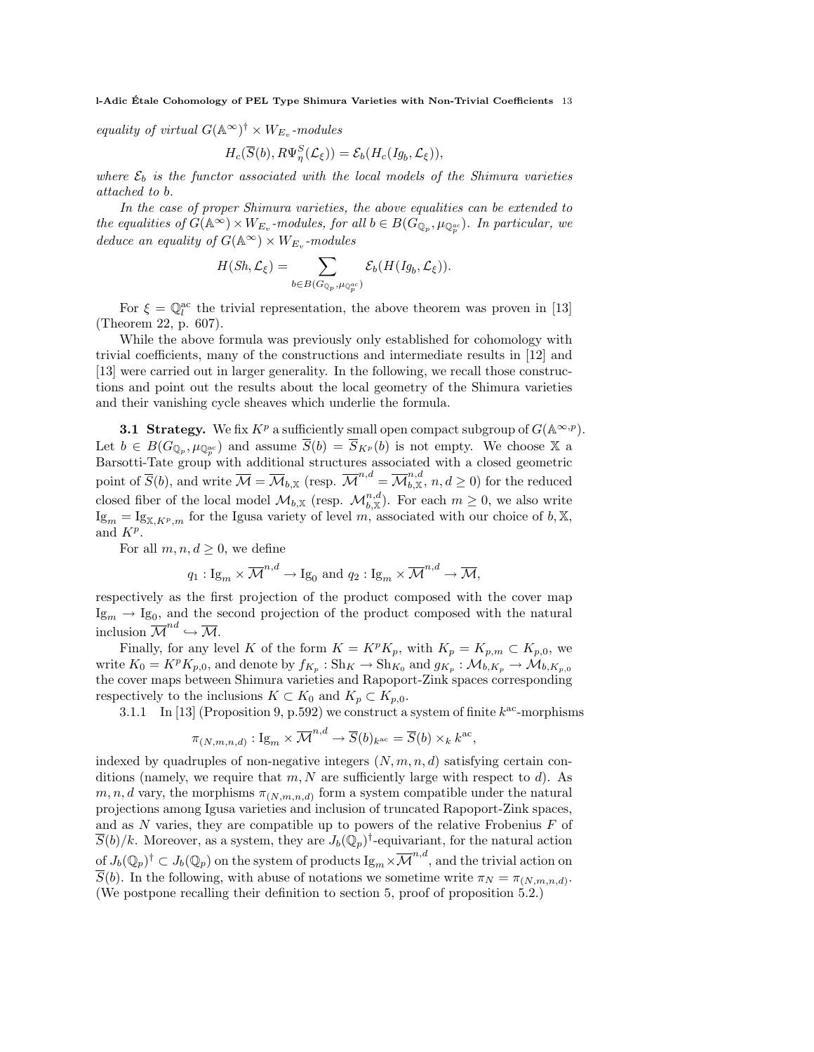*equality of virtual $G(\mathbb{A}^\infty)^\dagger \times W_{E_v}$-modules*

$$H_c(\overline{S}(b), R\Psi^S_\eta(\mathcal{L}_\xi)) = \mathcal{E}_b(H_c(Ig_b, \mathcal{L}_\xi)),$$

*where $\mathcal{E}_b$ is the functor associated with the local models of the Shimura varieties attached to $b$.*

*In the case of proper Shimura varieties, the above equalities can be extended to the equalities of $G(\mathbb{A}^\infty) \times W_{E_v}$-modules, for all $b \in B(G_{\mathbb{Q}_p}, \mu_{\mathbb{Q}_p^{ac}})$. In particular, we deduce an equality of $G(\mathbb{A}^\infty) \times W_{E_v}$-modules*

$$H(Sh, \mathcal{L}_\xi) = \sum_{b \in B(G_{\mathbb{Q}_p}, \mu_{\mathbb{Q}_p^{ac}})} \mathcal{E}_b(H(Ig_b, \mathcal{L}_\xi)).$$

For $\xi = \mathbb{Q}_l^{\rm ac}$ the trivial representation, the above theorem was proven in [13] (Theorem 22, p. 607).

While the above formula was previously only established for cohomology with trivial coefficients, many of the constructions and intermediate results in [12] and [13] were carried out in larger generality. In the following, we recall those constructions and point out the results about the local geometry of the Shimura varieties and their vanishing cycle sheaves which underlie the formula.

**3.1 Strategy.** We fix $K^p$ a sufficiently small open compact subgroup of $G(\mathbb{A}^{\infty,p})$. Let $b \in B(G_{\mathbb{Q}_p}, \mu_{\mathbb{Q}_p^{ac}})$ and assume $\overline{S}(b) = \overline{S}_{K^p}(b)$ is not empty. We choose $\mathbb{X}$ a Barsotti-Tate group with additional structures associated with a closed geometric point of $\overline{S}(b)$, and write $\overline{\mathcal{M}} = \overline{\mathcal{M}}_{b,\mathbb{X}}$ (resp. $\overline{\mathcal{M}}^{n,d} = \overline{\mathcal{M}}^{n,d}_{b,\mathbb{X}}$, $n, d \geq 0$) for the reduced closed fiber of the local model $\mathcal{M}_{b,\mathbb{X}}$ (resp. $\mathcal{M}^{n,d}_{b,\mathbb{X}}$). For each $m \geq 0$, we also write $\mathrm{Ig}_m = \mathrm{Ig}_{\mathbb{X},K^p,m}$ for the Igusa variety of level $m$, associated with our choice of $b, \mathbb{X}$, and $K^p$.

For all $m, n, d \geq 0$, we define

$$q_1 : \mathrm{Ig}_m \times \overline{\mathcal{M}}^{n,d} \to \mathrm{Ig}_0 \text{ and } q_2 : \mathrm{Ig}_m \times \overline{\mathcal{M}}^{n,d} \to \overline{\mathcal{M}},$$

respectively as the first projection of the product composed with the cover map $\mathrm{Ig}_m \to \mathrm{Ig}_0$, and the second projection of the product composed with the natural inclusion $\overline{\mathcal{M}}^{nd} \hookrightarrow \overline{\mathcal{M}}$.

Finally, for any level $K$ of the form $K = K^p K_p$, with $K_p = K_{p,m} \subset K_{p,0}$, we write $K_0 = K^p K_{p,0}$, and denote by $f_{K_p} : \mathrm{Sh}_K \to \mathrm{Sh}_{K_0}$ and $g_{K_p} : \mathcal{M}_{b,K_p} \to \mathcal{M}_{b,K_{p,0}}$ the cover maps between Shimura varieties and Rapoport-Zink spaces corresponding respectively to the inclusions $K \subset K_0$ and $K_p \subset K_{p,0}$.

3.1.1 In [13] (Proposition 9, p.592) we construct a system of finite $k^{\rm ac}$-morphisms

$$\pi_{(N,m,n,d)} : \mathrm{Ig}_m \times \overline{\mathcal{M}}^{n,d} \to \overline{S}(b)_{k^{\rm ac}} = \overline{S}(b) \times_k k^{\rm ac},$$

indexed by quadruples of non-negative integers $(N, m, n, d)$ satisfying certain conditions (namely, we require that $m, N$ are sufficiently large with respect to $d$). As $m, n, d$ vary, the morphisms $\pi_{(N,m,n,d)}$ form a system compatible under the natural projections among Igusa varieties and inclusion of truncated Rapoport-Zink spaces, and as $N$ varies, they are compatible up to powers of the relative Frobenius $F$ of $\overline{S}(b)/k$. Moreover, as a system, they are $J_b(\mathbb{Q}_p)^\dagger$-equivariant, for the natural action of $J_b(\mathbb{Q}_p)^\dagger \subset J_b(\mathbb{Q}_p)$ on the system of products $\mathrm{Ig}_m \times \overline{\mathcal{M}}^{n,d}$, and the trivial action on $\overline{S}(b)$. In the following, with abuse of notations we sometime write $\pi_N = \pi_{(N,m,n,d)}$. (We postpone recalling their definition to section 5, proof of proposition 5.2.)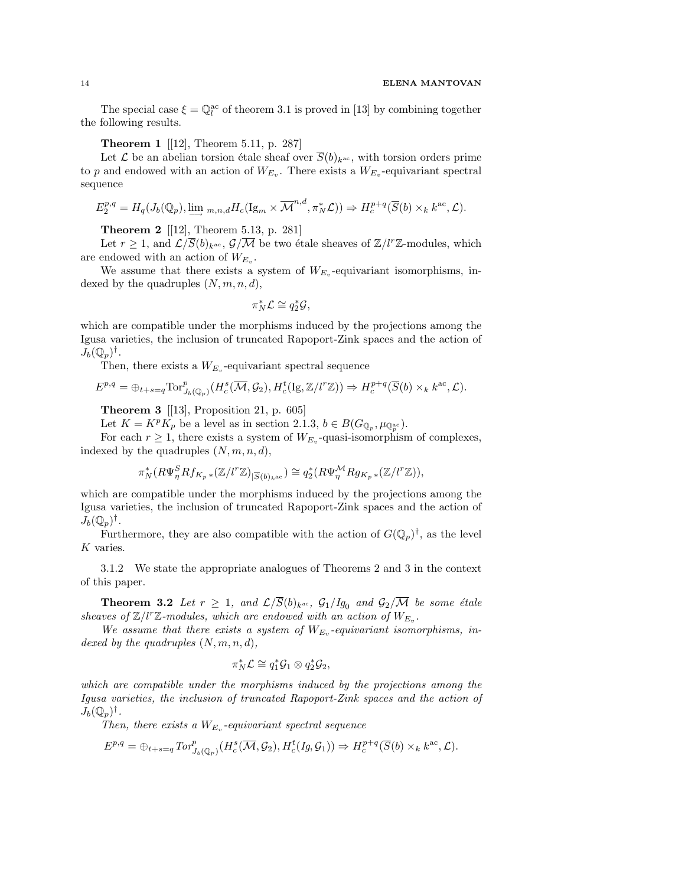The special case $\xi = \mathbb{Q}_l^{\rm ac}$ of theorem 3.1 is proved in [13] by combining together the following results.

**Theorem 1** [[12], Theorem 5.11, p. 287]

Let $\mathcal{L}$ be an abelian torsion étale sheaf over $\overline{S}(b)_{k^{\rm ac}}$, with torsion orders prime to $p$ and endowed with an action of $W_{E_v}$. There exists a $W_{E_v}$-equivariant spectral sequence

$$E_2^{p,q} = H_q(J_b(\mathbb{Q}_p), \varinjlim{}_{m,n,d} H_c(\mathrm{Ig}_m \times \overline{\mathcal{M}}^{n,d}, \pi_N^* \mathcal{L})) \Rightarrow H_c^{p+q}(\overline{S}(b) \times_k k^{\rm ac}, \mathcal{L}).$$

**Theorem 2** [[12], Theorem 5.13, p. 281]

Let $r \geq 1$, and $\mathcal{L}/\overline{S}(b)_{k^{\rm ac}}$, $\mathcal{G}/\overline{\mathcal{M}}$ be two étale sheaves of $\mathbb{Z}/l^r\mathbb{Z}$-modules, which are endowed with an action of $W_{E_v}$.

We assume that there exists a system of $W_{E_v}$-equivariant isomorphisms, indexed by the quadruples $(N, m, n, d)$,

$$\pi_N^* \mathcal{L} \cong q_2^* \mathcal{G},$$

which are compatible under the morphisms induced by the projections among the Igusa varieties, the inclusion of truncated Rapoport-Zink spaces and the action of $J_b(\mathbb{Q}_p)^\dagger$.

Then, there exists a $W_{E_v}$-equivariant spectral sequence

$$E^{p,q} = \oplus_{t+s=q} \mathrm{Tor}^p_{J_b(\mathbb{Q}_p)}(H_c^s(\overline{\mathcal{M}}, \mathcal{G}_2), H_c^t(\mathrm{Ig}, \mathbb{Z}/l^r\mathbb{Z})) \Rightarrow H_c^{p+q}(\overline{S}(b) \times_k k^{\rm ac}, \mathcal{L}).$$

**Theorem 3** [[13], Proposition 21, p. 605]

Let $K = K^p K_p$ be a level as in section 2.1.3, $b \in B(G_{\mathbb{Q}_p}, \mu_{\mathbb{Q}_p^{\rm ac}})$.

For each $r \geq 1$, there exists a system of $W_{E_v}$-quasi-isomorphism of complexes, indexed by the quadruples $(N, m, n, d)$,

$$\pi_N^*(R\Psi_\eta^S Rf_{K_p *}(\mathbb{Z}/l^r\mathbb{Z})_{|\overline{S}(b)_{k^{\rm ac}}}) \cong q_2^*(R\Psi_\eta^{\mathcal{M}} Rg_{K_p *}(\mathbb{Z}/l^r\mathbb{Z})),$$

which are compatible under the morphisms induced by the projections among the Igusa varieties, the inclusion of truncated Rapoport-Zink spaces and the action of $J_b(\mathbb{Q}_p)^\dagger$.

Furthermore, they are also compatible with the action of $G(\mathbb{Q}_p)^\dagger$, as the level $K$ varies.

3.1.2 We state the appropriate analogues of Theorems 2 and 3 in the context of this paper.

**Theorem 3.2** *Let $r \geq 1$, and $\mathcal{L}/\overline{S}(b)_{k^{ac}}$, $\mathcal{G}_1/Ig_0$ and $\mathcal{G}_2/\overline{\mathcal{M}}$ be some étale sheaves of $\mathbb{Z}/l^r\mathbb{Z}$-modules, which are endowed with an action of $W_{E_v}$.*

*We assume that there exists a system of $W_{E_v}$-equivariant isomorphisms, indexed by the quadruples $(N, m, n, d)$,*

$$\pi_N^* \mathcal{L} \cong q_1^* \mathcal{G}_1 \otimes q_2^* \mathcal{G}_2,$$

*which are compatible under the morphisms induced by the projections among the Igusa varieties, the inclusion of truncated Rapoport-Zink spaces and the action of $J_b(\mathbb{Q}_p)^\dagger$.*

*Then, there exists a $W_{E_v}$-equivariant spectral sequence*

$$E^{p,q} = \oplus_{t+s=q} Tor^p_{J_b(\mathbb{Q}_p)}(H_c^s(\overline{\mathcal{M}}, \mathcal{G}_2), H_c^t(Ig, \mathcal{G}_1)) \Rightarrow H_c^{p+q}(\overline{S}(b) \times_k k^{\rm ac}, \mathcal{L}).$$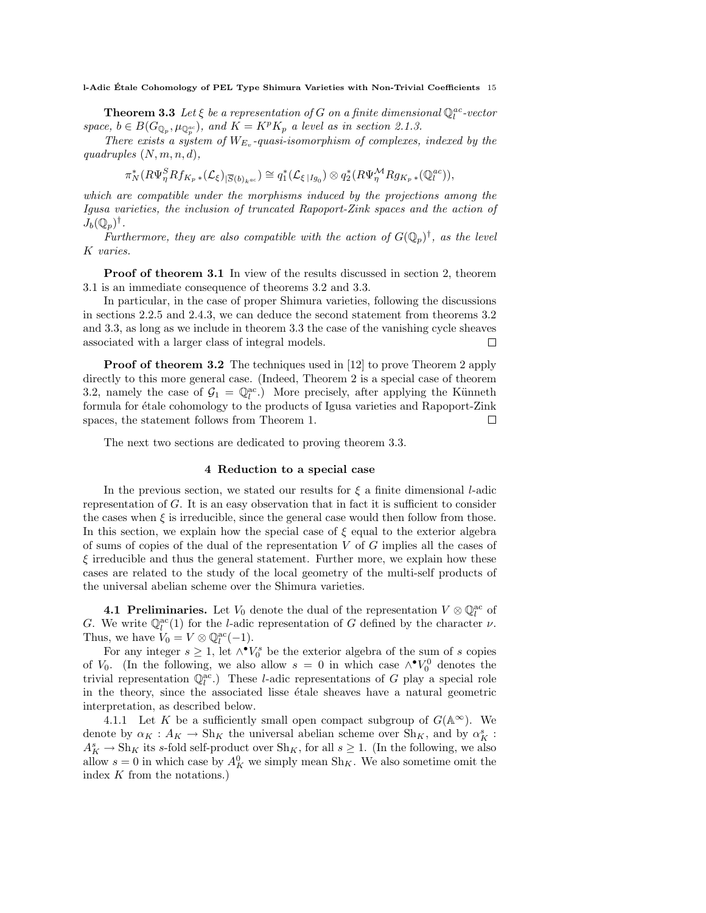**Theorem 3.3** *Let $\xi$ be a representation of $G$ on a finite dimensional $\mathbb{Q}_l^{ac}$-vector space, $b \in B(G_{\mathbb{Q}_p}, \mu_{\mathbb{Q}_p^{ac}})$, and $K = K^p K_p$ a level as in section 2.1.3.*

*There exists a system of $W_{E_v}$-quasi-isomorphism of complexes, indexed by the quadruples $(N, m, n, d)$,*

$$\pi_N^*(R\Psi_\eta^S Rf_{K_p *}(\mathcal{L}_\xi)_{|\overline{S}(b)_{k^{ac}}}) \cong q_1^*(\mathcal{L}_{\xi\,|Ig_0}) \otimes q_2^*(R\Psi_\eta^{\mathcal{M}} Rg_{K_p *}(\mathbb{Q}_l^{ac})),$$

*which are compatible under the morphisms induced by the projections among the Igusa varieties, the inclusion of truncated Rapoport-Zink spaces and the action of $J_b(\mathbb{Q}_p)^\dagger$.*

*Furthermore, they are also compatible with the action of $G(\mathbb{Q}_p)^\dagger$, as the level $K$ varies.*

**Proof of theorem 3.1** In view of the results discussed in section 2, theorem 3.1 is an immediate consequence of theorems 3.2 and 3.3.

In particular, in the case of proper Shimura varieties, following the discussions in sections 2.2.5 and 2.4.3, we can deduce the second statement from theorems 3.2 and 3.3, as long as we include in theorem 3.3 the case of the vanishing cycle sheaves associated with a larger class of integral models. $\square$

**Proof of theorem 3.2** The techniques used in [12] to prove Theorem 2 apply directly to this more general case. (Indeed, Theorem 2 is a special case of theorem 3.2, namely the case of $\mathcal{G}_1 = \mathbb{Q}_l^{ac}$.) More precisely, after applying the Künneth formula for étale cohomology to the products of Igusa varieties and Rapoport-Zink spaces, the statement follows from Theorem 1. $\square$

The next two sections are dedicated to proving theorem 3.3.

## 4 Reduction to a special case

In the previous section, we stated our results for $\xi$ a finite dimensional $l$-adic representation of $G$. It is an easy observation that in fact it is sufficient to consider the cases when $\xi$ is irreducible, since the general case would then follow from those. In this section, we explain how the special case of $\xi$ equal to the exterior algebra of sums of copies of the dual of the representation $V$ of $G$ implies all the cases of $\xi$ irreducible and thus the general statement. Further more, we explain how these cases are related to the study of the local geometry of the multi-self products of the universal abelian scheme over the Shimura varieties.

**4.1 Preliminaries.** Let $V_0$ denote the dual of the representation $V \otimes \mathbb{Q}_l^{\rm ac}$ of $G$. We write $\mathbb{Q}_l^{\rm ac}(1)$ for the $l$-adic representation of $G$ defined by the character $\nu$. Thus, we have $V_0 = V \otimes \mathbb{Q}_l^{\rm ac}(-1)$.

For any integer $s \geq 1$, let $\wedge^\bullet V_0^s$ be the exterior algebra of the sum of $s$ copies of $V_0$. (In the following, we also allow $s = 0$ in which case $\wedge^\bullet V_0^0$ denotes the trivial representation $\mathbb{Q}_l^{\rm ac}$.) These $l$-adic representations of $G$ play a special role in the theory, since the associated lisse étale sheaves have a natural geometric interpretation, as described below.

4.1.1 Let $K$ be a sufficiently small open compact subgroup of $G(\mathbb{A}^\infty)$. We denote by $\alpha_K : A_K \to \mathrm{Sh}_K$ the universal abelian scheme over $\mathrm{Sh}_K$, and by $\alpha_K^s : A_K^s \to \mathrm{Sh}_K$ its $s$-fold self-product over $\mathrm{Sh}_K$, for all $s \geq 1$. (In the following, we also allow $s = 0$ in which case by $A_K^0$ we simply mean $\mathrm{Sh}_K$. We also sometime omit the index $K$ from the notations.)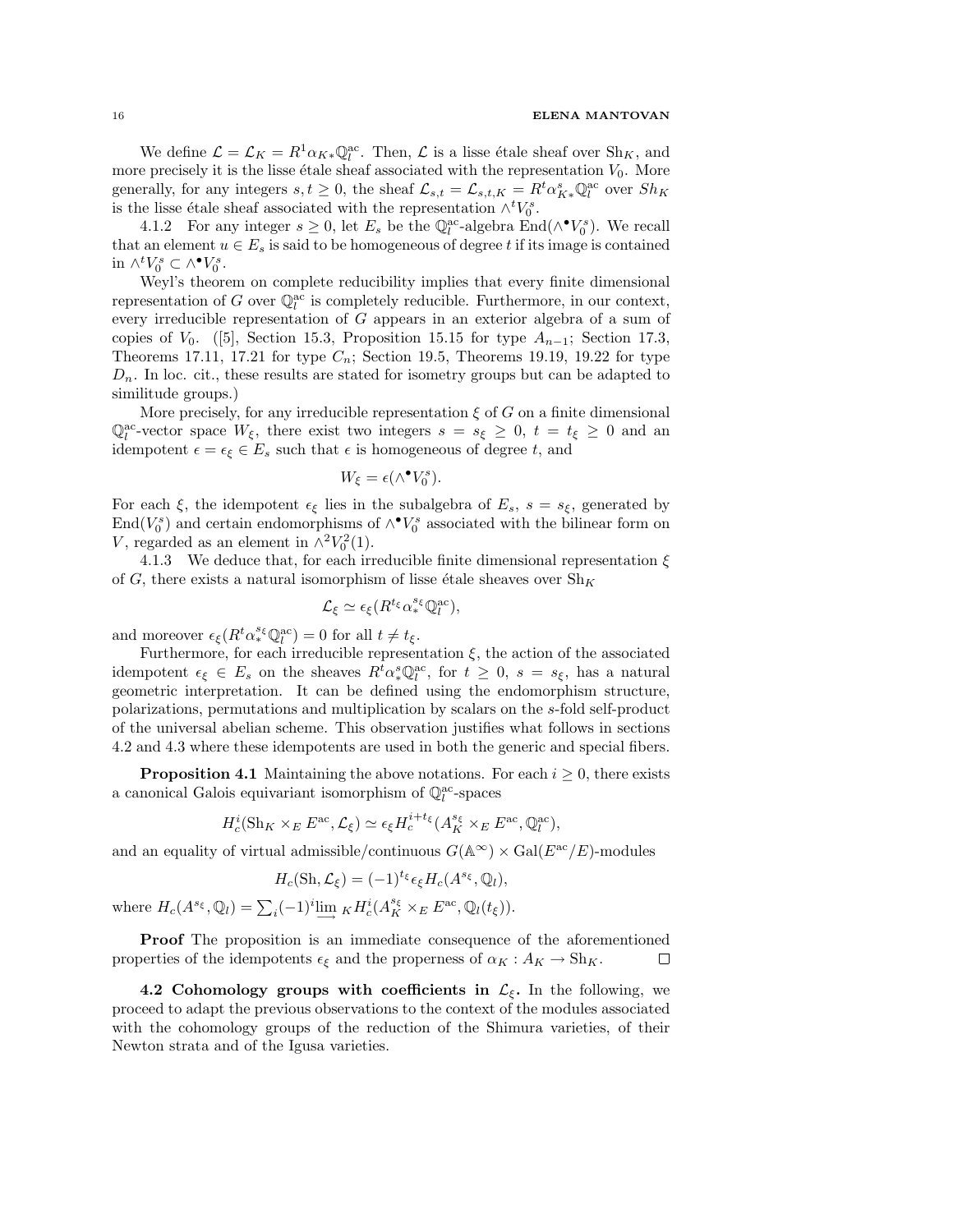We define $\mathcal{L} = \mathcal{L}_K = R^1\alpha_{K*}\mathbb{Q}_l^{\rm ac}$. Then, $\mathcal{L}$ is a lisse étale sheaf over $\mathrm{Sh}_K$, and more precisely it is the lisse étale sheaf associated with the representation $V_0$. More generally, for any integers $s, t \geq 0$, the sheaf $\mathcal{L}_{s,t} = \mathcal{L}_{s,t,K} = R^t\alpha^s_{K*}\mathbb{Q}_l^{\rm ac}$ over $Sh_K$ is the lisse étale sheaf associated with the representation $\wedge^t V_0^s$.

4.1.2 For any integer $s \geq 0$, let $E_s$ be the $\mathbb{Q}_l^{\rm ac}$-algebra $\mathrm{End}(\wedge^\bullet V_0^s)$. We recall that an element $u \in E_s$ is said to be homogeneous of degree $t$ if its image is contained in $\wedge^t V_0^s \subset \wedge^\bullet V_0^s$.

Weyl's theorem on complete reducibility implies that every finite dimensional representation of $G$ over $\mathbb{Q}_l^{\rm ac}$ is completely reducible. Furthermore, in our context, every irreducible representation of $G$ appears in an exterior algebra of a sum of copies of $V_0$. ([5], Section 15.3, Proposition 15.15 for type $A_{n-1}$; Section 17.3, Theorems 17.11, 17.21 for type $C_n$; Section 19.5, Theorems 19.19, 19.22 for type $D_n$. In loc. cit., these results are stated for isometry groups but can be adapted to similitude groups.)

More precisely, for any irreducible representation $\xi$ of $G$ on a finite dimensional $\mathbb{Q}_l^{\rm ac}$-vector space $W_\xi$, there exist two integers $s = s_\xi \geq 0$, $t = t_\xi \geq 0$ and an idempotent $\epsilon = \epsilon_\xi \in E_s$ such that $\epsilon$ is homogeneous of degree $t$, and

$$W_\xi = \epsilon(\wedge^\bullet V_0^s).$$

For each $\xi$, the idempotent $\epsilon_\xi$ lies in the subalgebra of $E_s$, $s = s_\xi$, generated by $\mathrm{End}(V_0^s)$ and certain endomorphisms of $\wedge^\bullet V_0^s$ associated with the bilinear form on $V$, regarded as an element in $\wedge^2 V_0^2(1)$.

4.1.3 We deduce that, for each irreducible finite dimensional representation $\xi$ of $G$, there exists a natural isomorphism of lisse étale sheaves over $\mathrm{Sh}_K$

$$\mathcal{L}_\xi \simeq \epsilon_\xi(R^{t_\xi}\alpha_*^{s_\xi}\mathbb{Q}_l^{\rm ac}),$$

and moreover $\epsilon_\xi(R^t\alpha_*^{s_\xi}\mathbb{Q}_l^{\rm ac}) = 0$ for all $t \neq t_\xi$.

Furthermore, for each irreducible representation $\xi$, the action of the associated idempotent $\epsilon_\xi \in E_s$ on the sheaves $R^t\alpha_*^s\mathbb{Q}_l^{\rm ac}$, for $t \geq 0$, $s = s_\xi$, has a natural geometric interpretation. It can be defined using the endomorphism structure, polarizations, permutations and multiplication by scalars on the $s$-fold self-product of the universal abelian scheme. This observation justifies what follows in sections 4.2 and 4.3 where these idempotents are used in both the generic and special fibers.

**Proposition 4.1** Maintaining the above notations. For each $i \geq 0$, there exists a canonical Galois equivariant isomorphism of $\mathbb{Q}_l^{\rm ac}$-spaces

$$H_c^i(\mathrm{Sh}_K \times_E E^{\rm ac}, \mathcal{L}_\xi) \simeq \epsilon_\xi H_c^{i+t_\xi}(A_K^{s_\xi} \times_E E^{\rm ac}, \mathbb{Q}_l^{\rm ac}),$$

and an equality of virtual admissible/continuous $G(\mathbb{A}^\infty) \times \mathrm{Gal}(E^{\rm ac}/E)$-modules

$$H_c(\mathrm{Sh}, \mathcal{L}_\xi) = (-1)^{t_\xi}\epsilon_\xi H_c(A^{s_\xi}, \mathbb{Q}_l),$$

where $H_c(A^{s_\xi}, \mathbb{Q}_l) = \sum_i (-1)^i \varinjlim_K H_c^i(A_K^{s_\xi} \times_E E^{\rm ac}, \mathbb{Q}_l(t_\xi))$.

**Proof** The proposition is an immediate consequence of the aforementioned properties of the idempotents $\epsilon_\xi$ and the properness of $\alpha_K : A_K \to \mathrm{Sh}_K$. $\square$

**4.2 Cohomology groups with coefficients in $\mathcal{L}_\xi$.** In the following, we proceed to adapt the previous observations to the context of the modules associated with the cohomology groups of the reduction of the Shimura varieties, of their Newton strata and of the Igusa varieties.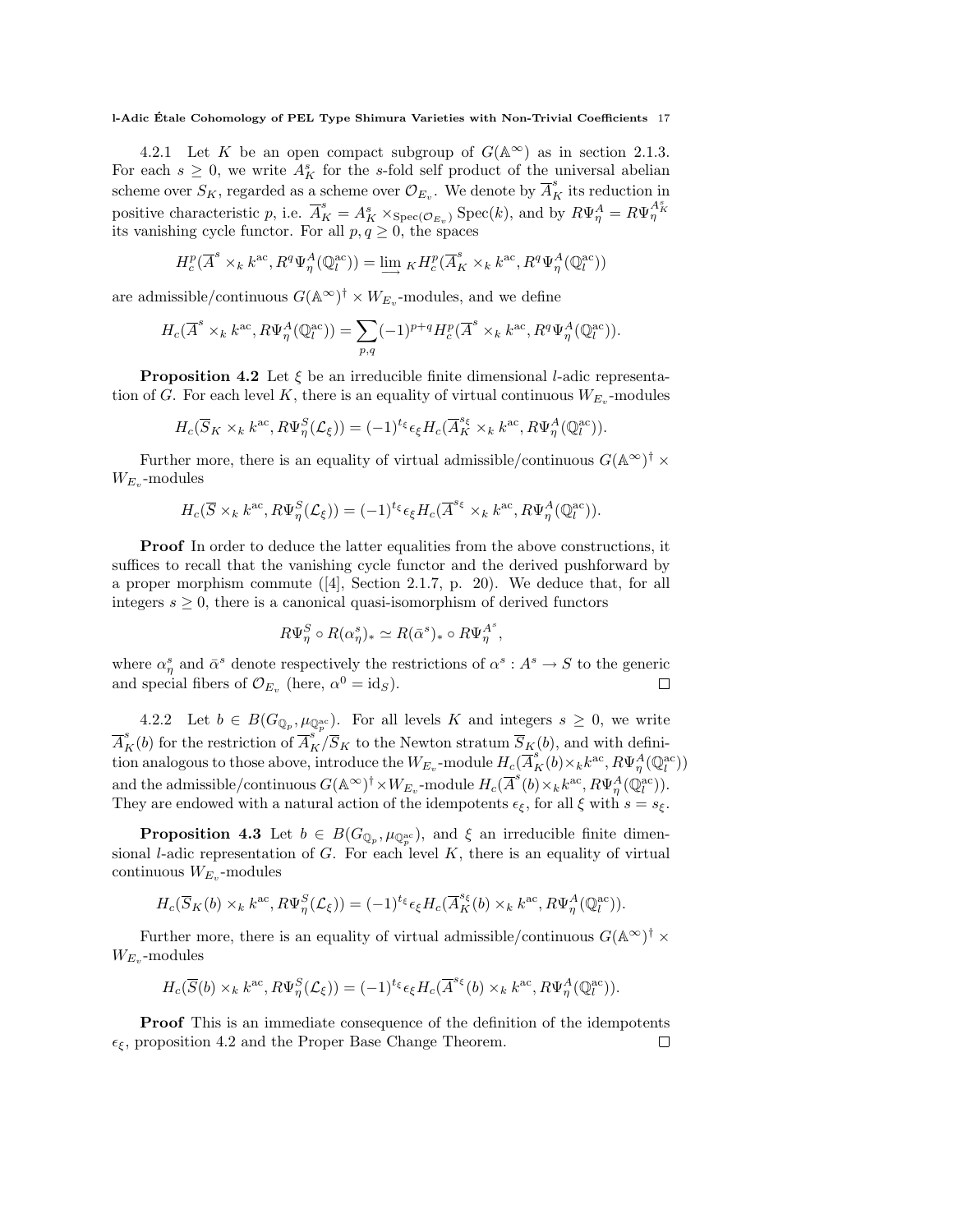4.2.1 Let $K$ be an open compact subgroup of $G(\mathbb{A}^\infty)$ as in section 2.1.3. For each $s \geq 0$, we write $A^s_K$ for the $s$-fold self product of the universal abelian scheme over $S_K$, regarded as a scheme over $\mathcal{O}_{E_v}$. We denote by $\overline{A}^s_K$ its reduction in positive characteristic $p$, i.e. $\overline{A}^s_K = A^s_K \times_{\mathrm{Spec}(\mathcal{O}_{E_v})} \mathrm{Spec}(k)$, and by $R\Psi^A_\eta = R\Psi^{A^s_K}_\eta$ its vanishing cycle functor. For all $p, q \geq 0$, the spaces

$$H^p_c(\overline{A}^s \times_k k^{\mathrm{ac}}, R^q\Psi^A_\eta(\mathbb{Q}^{\mathrm{ac}}_l)) = \varinjlim_K H^p_c(\overline{A}^s_K \times_k k^{\mathrm{ac}}, R^q\Psi^A_\eta(\mathbb{Q}^{\mathrm{ac}}_l))$$

are admissible/continuous $G(\mathbb{A}^\infty)^\dagger \times W_{E_v}$-modules, and we define

$$H_c(\overline{A}^s \times_k k^{\mathrm{ac}}, R\Psi^A_\eta(\mathbb{Q}^{\mathrm{ac}}_l)) = \sum_{p,q} (-1)^{p+q} H^p_c(\overline{A}^s \times_k k^{\mathrm{ac}}, R^q\Psi^A_\eta(\mathbb{Q}^{\mathrm{ac}}_l)).$$

**Proposition 4.2** Let $\xi$ be an irreducible finite dimensional $l$-adic representation of $G$. For each level $K$, there is an equality of virtual continuous $W_{E_v}$-modules

$$H_c(\overline{S}_K \times_k k^{\mathrm{ac}}, R\Psi^S_\eta(\mathcal{L}_\xi)) = (-1)^{t_\xi} \epsilon_\xi H_c(\overline{A}^{s_\xi}_K \times_k k^{\mathrm{ac}}, R\Psi^A_\eta(\mathbb{Q}^{\mathrm{ac}}_l)).$$

Further more, there is an equality of virtual admissible/continuous $G(\mathbb{A}^\infty)^\dagger \times W_{E_v}$-modules

$$H_c(\overline{S} \times_k k^{\mathrm{ac}}, R\Psi^S_\eta(\mathcal{L}_\xi)) = (-1)^{t_\xi} \epsilon_\xi H_c(\overline{A}^{s_\xi} \times_k k^{\mathrm{ac}}, R\Psi^A_\eta(\mathbb{Q}^{\mathrm{ac}}_l)).$$

**Proof** In order to deduce the latter equalities from the above constructions, it suffices to recall that the vanishing cycle functor and the derived pushforward by a proper morphism commute ([4], Section 2.1.7, p. 20). We deduce that, for all integers $s \geq 0$, there is a canonical quasi-isomorphism of derived functors

$$R\Psi^S_\eta \circ R(\alpha^s_\eta)_* \simeq R(\bar{\alpha}^s)_* \circ R\Psi^{A^s}_\eta,$$

where $\alpha^s_\eta$ and $\bar{\alpha}^s$ denote respectively the restrictions of $\alpha^s : A^s \to S$ to the generic and special fibers of $\mathcal{O}_{E_v}$ (here, $\alpha^0 = \mathrm{id}_S$). $\square$

4.2.2 Let $b \in B(G_{\mathbb{Q}_p}, \mu_{\mathbb{Q}^{\mathrm{ac}}_p})$. For all levels $K$ and integers $s \geq 0$, we write $\overline{A}^s_K(b)$ for the restriction of $\overline{A}^s_K/\overline{S}_K$ to the Newton stratum $\overline{S}_K(b)$, and with definition analogous to those above, introduce the $W_{E_v}$-module $H_c(\overline{A}^s_K(b) \times_k k^{\mathrm{ac}}, R\Psi^A_\eta(\mathbb{Q}^{\mathrm{ac}}_l))$ and the admissible/continuous $G(\mathbb{A}^\infty)^\dagger \times W_{E_v}$-module $H_c(\overline{A}^s(b) \times_k k^{\mathrm{ac}}, R\Psi^A_\eta(\mathbb{Q}^{\mathrm{ac}}_l))$. They are endowed with a natural action of the idempotents $\epsilon_\xi$, for all $\xi$ with $s = s_\xi$.

**Proposition 4.3** Let $b \in B(G_{\mathbb{Q}_p}, \mu_{\mathbb{Q}^{\mathrm{ac}}_p})$, and $\xi$ an irreducible finite dimensional $l$-adic representation of $G$. For each level $K$, there is an equality of virtual continuous $W_{E_v}$-modules

$$H_c(\overline{S}_K(b) \times_k k^{\mathrm{ac}}, R\Psi^S_\eta(\mathcal{L}_\xi)) = (-1)^{t_\xi} \epsilon_\xi H_c(\overline{A}^{s_\xi}_K(b) \times_k k^{\mathrm{ac}}, R\Psi^A_\eta(\mathbb{Q}^{\mathrm{ac}}_l)).$$

Further more, there is an equality of virtual admissible/continuous $G(\mathbb{A}^\infty)^\dagger \times W_{E_v}$-modules

$$H_c(\overline{S}(b) \times_k k^{\mathrm{ac}}, R\Psi^S_\eta(\mathcal{L}_\xi)) = (-1)^{t_\xi} \epsilon_\xi H_c(\overline{A}^{s_\xi}(b) \times_k k^{\mathrm{ac}}, R\Psi^A_\eta(\mathbb{Q}^{\mathrm{ac}}_l)).$$

**Proof** This is an immediate consequence of the definition of the idempotents $\epsilon_\xi$, proposition 4.2 and the Proper Base Change Theorem. $\square$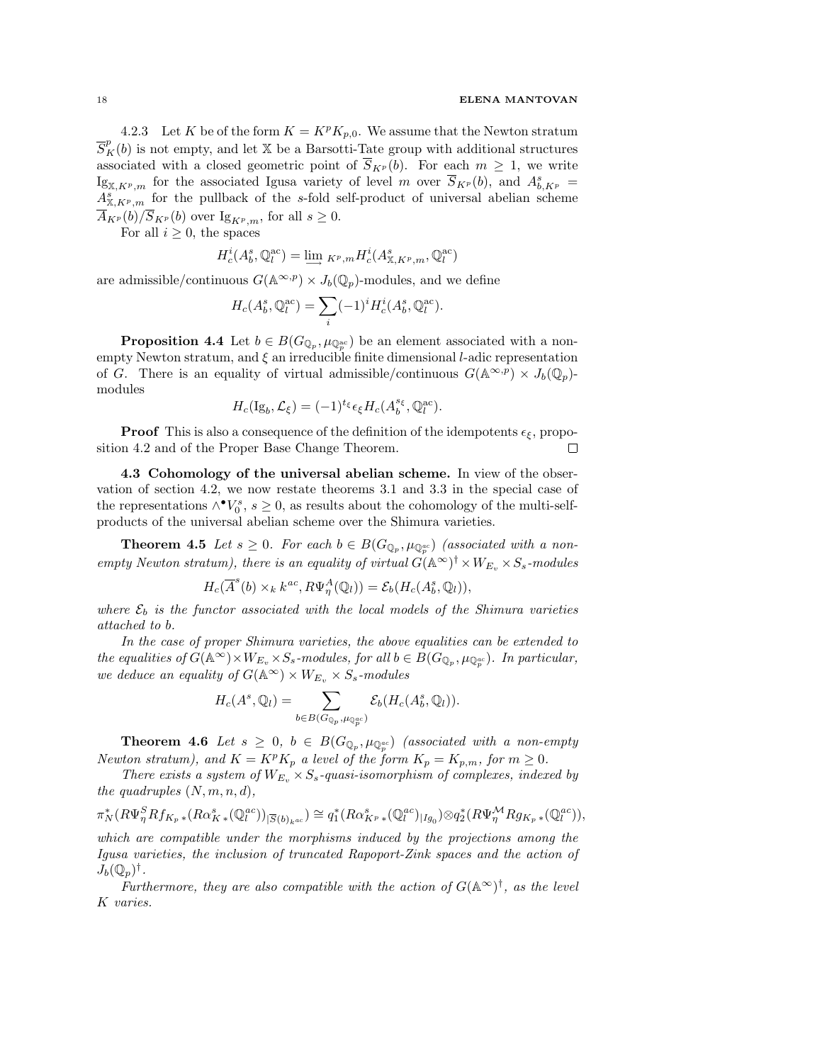4.2.3 Let $K$ be of the form $K = K^p K_{p,0}$. We assume that the Newton stratum $\overline{S}^p_K(b)$ is not empty, and let $\mathbb{X}$ be a Barsotti-Tate group with additional structures associated with a closed geometric point of $\overline{S}_{K^p}(b)$. For each $m \geq 1$, we write $\mathrm{Ig}_{\mathbb{X},K^p,m}$ for the associated Igusa variety of level $m$ over $\overline{S}_{K^p}(b)$, and $A^s_{b,K^p} = A^s_{\mathbb{X},K^p,m}$ for the pullback of the $s$-fold self-product of universal abelian scheme $\overline{A}_{K^p}(b)/\overline{S}_{K^p}(b)$ over $\mathrm{Ig}_{K^p,m}$, for all $s \geq 0$.

For all $i \geq 0$, the spaces

$$H^i_c(A^s_b, \mathbb{Q}^{\mathrm{ac}}_l) = \varinjlim_{K^p,m} H^i_c(A^s_{\mathbb{X},K^p,m}, \mathbb{Q}^{\mathrm{ac}}_l)$$

are admissible/continuous $G(\mathbb{A}^{\infty,p}) \times J_b(\mathbb{Q}_p)$-modules, and we define

$$H_c(A^s_b, \mathbb{Q}^{\mathrm{ac}}_l) = \sum_i (-1)^i H^i_c(A^s_b, \mathbb{Q}^{\mathrm{ac}}_l).$$

**Proposition 4.4** Let $b \in B(G_{\mathbb{Q}_p}, \mu_{\mathbb{Q}^{\mathrm{ac}}_p})$ be an element associated with a non-empty Newton stratum, and $\xi$ an irreducible finite dimensional $l$-adic representation of $G$. There is an equality of virtual admissible/continuous $G(\mathbb{A}^{\infty,p}) \times J_b(\mathbb{Q}_p)$-modules

$$H_c(\mathrm{Ig}_b, \mathcal{L}_\xi) = (-1)^{t_\xi} \epsilon_\xi H_c(A^{s_\xi}_b, \mathbb{Q}^{\mathrm{ac}}_l).$$

**Proof** This is also a consequence of the definition of the idempotents $\epsilon_\xi$, proposition 4.2 and of the Proper Base Change Theorem. □

**4.3 Cohomology of the universal abelian scheme.** In view of the observation of section 4.2, we now restate theorems 3.1 and 3.3 in the special case of the representations $\wedge^\bullet V^s_0$, $s \geq 0$, as results about the cohomology of the multi-self-products of the universal abelian scheme over the Shimura varieties.

**Theorem 4.5** *Let $s \geq 0$. For each $b \in B(G_{\mathbb{Q}_p}, \mu_{\mathbb{Q}^{ac}_p})$ (associated with a non-empty Newton stratum), there is an equality of virtual $G(\mathbb{A}^\infty)^\dagger \times W_{E_v} \times S_s$-modules*

$$H_c(\overline{A}^s(b) \times_k k^{ac}, R\Psi^A_\eta(\mathbb{Q}_l)) = \mathcal{E}_b(H_c(A^s_b, \mathbb{Q}_l)),$$

*where $\mathcal{E}_b$ is the functor associated with the local models of the Shimura varieties attached to $b$.*

*In the case of proper Shimura varieties, the above equalities can be extended to the equalities of $G(\mathbb{A}^\infty) \times W_{E_v} \times S_s$-modules, for all $b \in B(G_{\mathbb{Q}_p}, \mu_{\mathbb{Q}^{ac}_p})$. In particular, we deduce an equality of $G(\mathbb{A}^\infty) \times W_{E_v} \times S_s$-modules*

$$H_c(A^s, \mathbb{Q}_l) = \sum_{b \in B(G_{\mathbb{Q}_p}, \mu_{\mathbb{Q}^{ac}_p})} \mathcal{E}_b(H_c(A^s_b, \mathbb{Q}_l)).$$

**Theorem 4.6** *Let $s \geq 0$, $b \in B(G_{\mathbb{Q}_p}, \mu_{\mathbb{Q}^{ac}_p})$ (associated with a non-empty Newton stratum), and $K = K^p K_p$ a level of the form $K_p = K_{p,m}$, for $m \geq 0$.*

*There exists a system of $W_{E_v} \times S_s$-quasi-isomorphism of complexes, indexed by the quadruples $(N, m, n, d)$,*

$$\pi^*_N(R\Psi^S_\eta Rf_{K_p*}(R\alpha^s_{K*}(\mathbb{Q}^{ac}_l))_{|\overline{S}(b)_{k^{ac}}}) \cong q^*_1(R\alpha^s_{K^p*}(\mathbb{Q}^{ac}_l)_{|Ig_0}) \otimes q^*_2(R\Psi^{\mathcal{M}}_\eta Rg_{K_p*}(\mathbb{Q}^{ac}_l)),$$

*which are compatible under the morphisms induced by the projections among the Igusa varieties, the inclusion of truncated Rapoport-Zink spaces and the action of $J_b(\mathbb{Q}_p)^\dagger$.*

*Furthermore, they are also compatible with the action of $G(\mathbb{A}^\infty)^\dagger$, as the level $K$ varies.*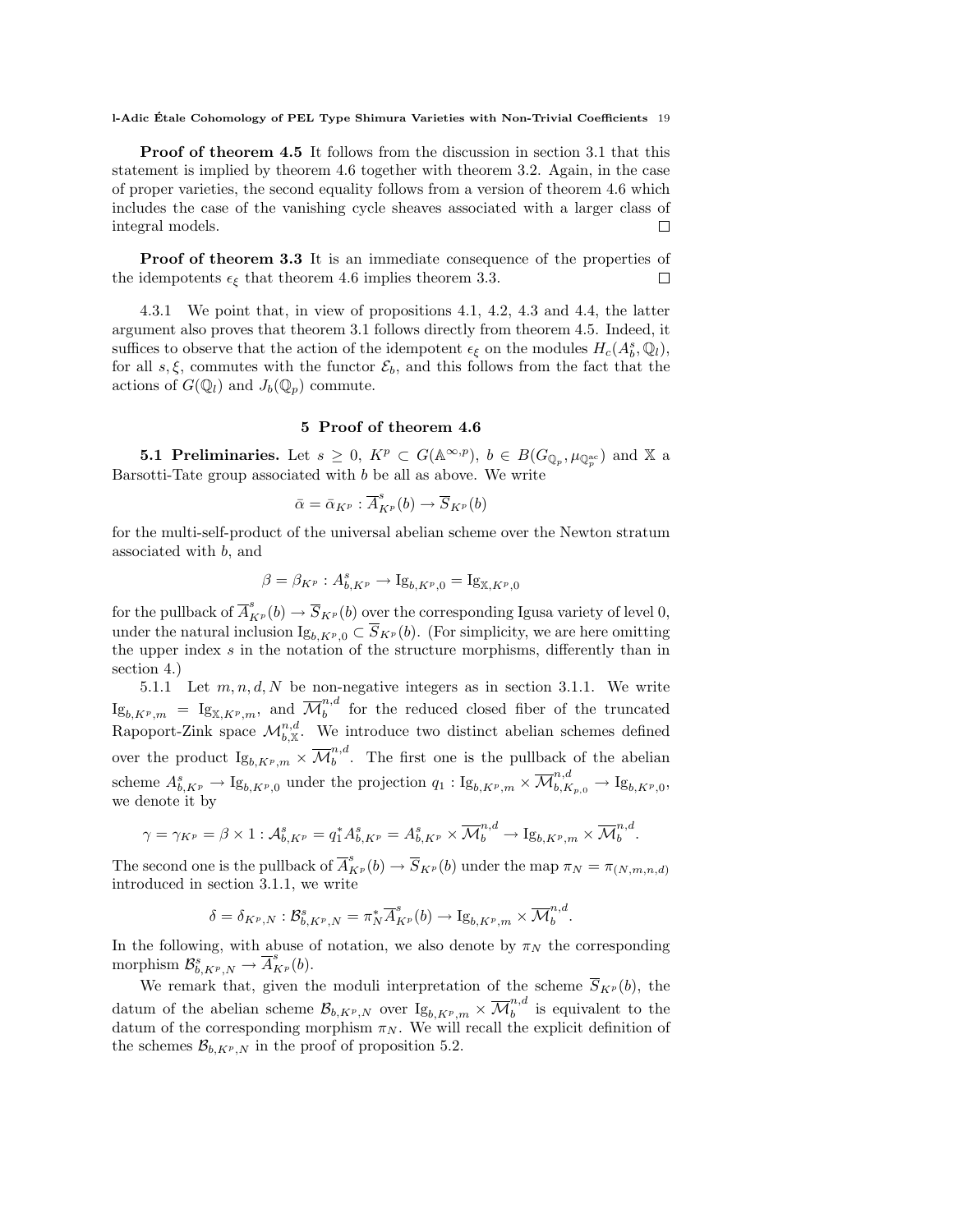**Proof of theorem 4.5** It follows from the discussion in section 3.1 that this statement is implied by theorem 4.6 together with theorem 3.2. Again, in the case of proper varieties, the second equality follows from a version of theorem 4.6 which includes the case of the vanishing cycle sheaves associated with a larger class of integral models. □

**Proof of theorem 3.3** It is an immediate consequence of the properties of the idempotents $\epsilon_\xi$ that theorem 4.6 implies theorem 3.3. □

4.3.1 We point that, in view of propositions 4.1, 4.2, 4.3 and 4.4, the latter argument also proves that theorem 3.1 follows directly from theorem 4.5. Indeed, it suffices to observe that the action of the idempotent $\epsilon_\xi$ on the modules $H_c(A_b^s, \mathbb{Q}_l)$, for all $s, \xi$, commutes with the functor $\mathcal{E}_b$, and this follows from the fact that the actions of $G(\mathbb{Q}_l)$ and $J_b(\mathbb{Q}_p)$ commute.

## 5 Proof of theorem 4.6

**5.1 Preliminaries.** Let $s \geq 0$, $K^p \subset G(\mathbb{A}^{\infty,p})$, $b \in B(G_{\mathbb{Q}_p}, \mu_{\mathbb{Q}_p^{\rm ac}})$ and $\mathbb{X}$ a Barsotti-Tate group associated with $b$ be all as above. We write

$$\bar{\alpha} = \bar{\alpha}_{K^p} : \overline{A}^s_{K^p}(b) \to \overline{S}_{K^p}(b)$$

for the multi-self-product of the universal abelian scheme over the Newton stratum associated with $b$, and

$$\beta = \beta_{K^p} : A^s_{b,K^p} \to \mathrm{Ig}_{b,K^p,0} = \mathrm{Ig}_{\mathbb{X},K^p,0}$$

for the pullback of $\overline{A}^s_{K^p}(b) \to \overline{S}_{K^p}(b)$ over the corresponding Igusa variety of level 0, under the natural inclusion $\mathrm{Ig}_{b,K^p,0} \subset \overline{S}_{K^p}(b)$. (For simplicity, we are here omitting the upper index $s$ in the notation of the structure morphisms, differently than in section 4.)

5.1.1 Let $m, n, d, N$ be non-negative integers as in section 3.1.1. We write $\mathrm{Ig}_{b,K^p,m} = \mathrm{Ig}_{\mathbb{X},K^p,m}$, and $\overline{\mathcal{M}}_b^{n,d}$ for the reduced closed fiber of the truncated Rapoport-Zink space $\mathcal{M}^{n,d}_{b,\mathbb{X}}$. We introduce two distinct abelian schemes defined over the product $\mathrm{Ig}_{b,K^p,m} \times \overline{\mathcal{M}}_b^{n,d}$. The first one is the pullback of the abelian scheme $A^s_{b,K^p} \to \mathrm{Ig}_{b,K^p,0}$ under the projection $q_1 : \mathrm{Ig}_{b,K^p,m} \times \overline{\mathcal{M}}^{n,d}_{b,K_{p,0}} \to \mathrm{Ig}_{b,K^p,0}$, we denote it by

$$\gamma = \gamma_{K^p} = \beta \times 1 : \mathcal{A}^s_{b,K^p} = q_1^* A^s_{b,K^p} = A^s_{b,K^p} \times \overline{\mathcal{M}}_b^{n,d} \to \mathrm{Ig}_{b,K^p,m} \times \overline{\mathcal{M}}_b^{n,d}.$$

The second one is the pullback of $\overline{A}^s_{K^p}(b) \to \overline{S}_{K^p}(b)$ under the map $\pi_N = \pi_{(N,m,n,d)}$ introduced in section 3.1.1, we write

$$\delta = \delta_{K^p,N} : \mathcal{B}^s_{b,K^p,N} = \pi_N^* \overline{A}^s_{K^p}(b) \to \mathrm{Ig}_{b,K^p,m} \times \overline{\mathcal{M}}_b^{n,d}.$$

In the following, with abuse of notation, we also denote by $\pi_N$ the corresponding morphism $\mathcal{B}^s_{b,K^p,N} \to \overline{A}^s_{K^p}(b)$.

We remark that, given the moduli interpretation of the scheme $\overline{S}_{K^p}(b)$, the datum of the abelian scheme $\mathcal{B}_{b,K^p,N}$ over $\mathrm{Ig}_{b,K^p,m} \times \overline{\mathcal{M}}_b^{n,d}$ is equivalent to the datum of the corresponding morphism $\pi_N$. We will recall the explicit definition of the schemes $\mathcal{B}_{b,K^p,N}$ in the proof of proposition 5.2.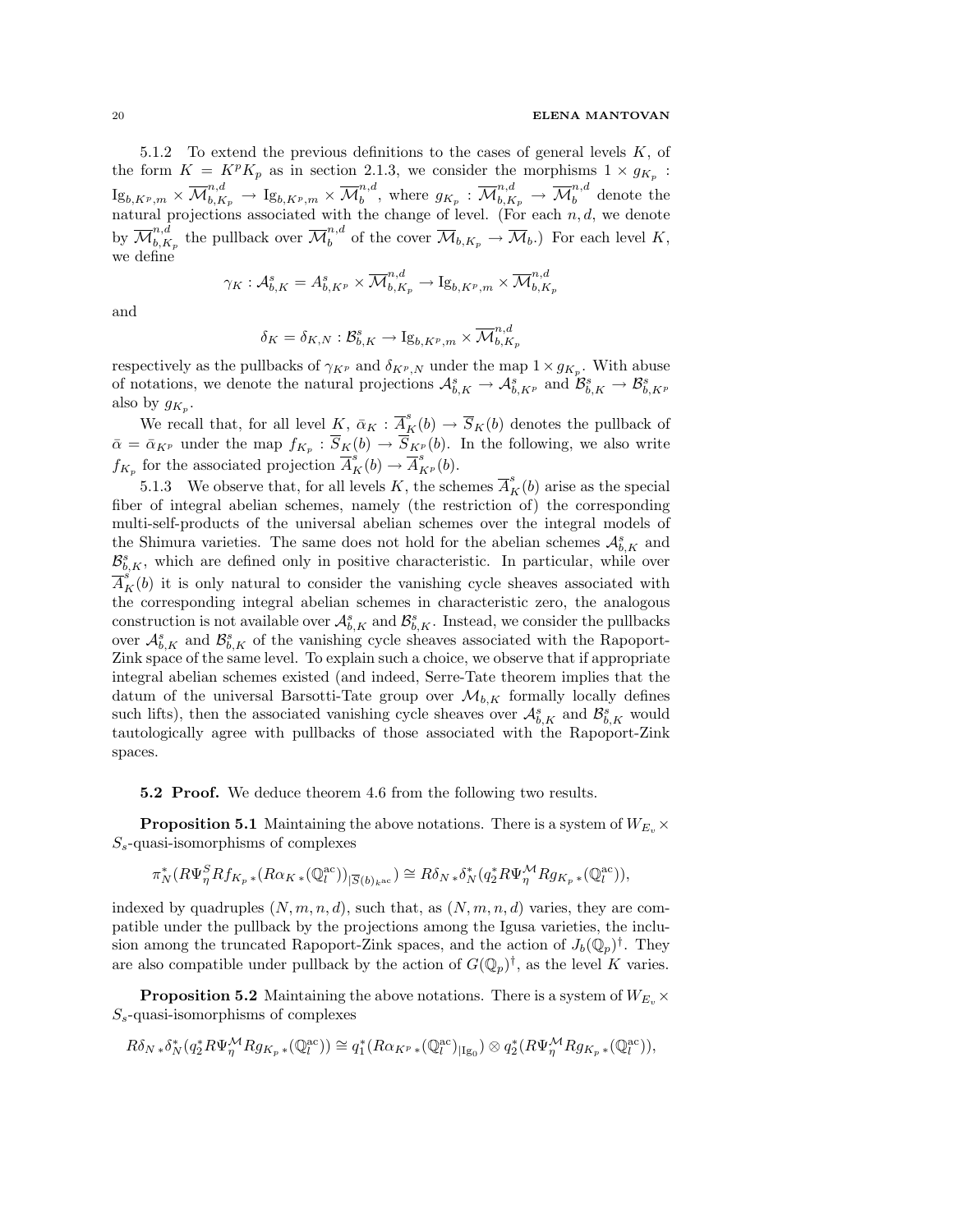5.1.2 To extend the previous definitions to the cases of general levels $K$, of the form $K = K^pK_p$ as in section 2.1.3, we consider the morphisms $1 \times g_{K_p}$ : $\mathrm{Ig}_{b,K^p,m} \times \overline{\mathcal{M}}^{n,d}_{b,K_p} \to \mathrm{Ig}_{b,K^p,m} \times \overline{\mathcal{M}}^{n,d}_{b}$, where $g_{K_p} : \overline{\mathcal{M}}^{n,d}_{b,K_p} \to \overline{\mathcal{M}}^{n,d}_{b}$ denote the natural projections associated with the change of level. (For each $n, d$, we denote by $\overline{\mathcal{M}}^{n,d}_{b,K_p}$ the pullback over $\overline{\mathcal{M}}^{n,d}_{b}$ of the cover $\overline{\mathcal{M}}_{b,K_p} \to \overline{\mathcal{M}}_{b}$.) For each level $K$, we define

$$\gamma_K : \mathcal{A}^s_{b,K} = A^s_{b,K^p} \times \overline{\mathcal{M}}^{n,d}_{b,K_p} \to \mathrm{Ig}_{b,K^p,m} \times \overline{\mathcal{M}}^{n,d}_{b,K_p}$$

and

$$\delta_K = \delta_{K,N} : \mathcal{B}^s_{b,K} \to \mathrm{Ig}_{b,K^p,m} \times \overline{\mathcal{M}}^{n,d}_{b,K_p}$$

respectively as the pullbacks of $\gamma_{K^p}$ and $\delta_{K^p,N}$ under the map $1 \times g_{K_p}$. With abuse of notations, we denote the natural projections $\mathcal{A}^s_{b,K} \to \mathcal{A}^s_{b,K^p}$ and $\mathcal{B}^s_{b,K} \to \mathcal{B}^s_{b,K^p}$ also by $g_{K_p}$.

We recall that, for all level $K$, $\bar{\alpha}_K : \overline{A}^s_K(b) \to \overline{S}_K(b)$ denotes the pullback of $\bar{\alpha} = \bar{\alpha}_{K^p}$ under the map $f_{K_p} : \overline{S}_K(b) \to \overline{S}_{K^p}(b)$. In the following, we also write $f_{K_p}$ for the associated projection $\overline{A}^s_K(b) \to \overline{A}^s_{K^p}(b)$.

5.1.3 We observe that, for all levels $K$, the schemes $\overline{A}^s_K(b)$ arise as the special fiber of integral abelian schemes, namely (the restriction of) the corresponding multi-self-products of the universal abelian schemes over the integral models of the Shimura varieties. The same does not hold for the abelian schemes $\mathcal{A}^s_{b,K}$ and $\mathcal{B}^s_{b,K}$, which are defined only in positive characteristic. In particular, while over $\overline{A}^s_K(b)$ it is only natural to consider the vanishing cycle sheaves associated with the corresponding integral abelian schemes in characteristic zero, the analogous construction is not available over $\mathcal{A}^s_{b,K}$ and $\mathcal{B}^s_{b,K}$. Instead, we consider the pullbacks over $\mathcal{A}^s_{b,K}$ and $\mathcal{B}^s_{b,K}$ of the vanishing cycle sheaves associated with the Rapoport-Zink space of the same level. To explain such a choice, we observe that if appropriate integral abelian schemes existed (and indeed, Serre-Tate theorem implies that the datum of the universal Barsotti-Tate group over $\mathcal{M}_{b,K}$ formally locally defines such lifts), then the associated vanishing cycle sheaves over $\mathcal{A}^s_{b,K}$ and $\mathcal{B}^s_{b,K}$ would tautologically agree with pullbacks of those associated with the Rapoport-Zink spaces.

**5.2 Proof.** We deduce theorem 4.6 from the following two results.

**Proposition 5.1** Maintaining the above notations. There is a system of $W_{E_v} \times S_s$-quasi-isomorphisms of complexes

$$\pi_N^*(R\Psi^S_\eta Rf_{K_p\,*}(R\alpha_{K\,*}(\mathbb{Q}_l^{\mathrm{ac}}))_{|\overline{S}(b)_{k^{\mathrm{ac}}}}) \cong R\delta_{N\,*}\delta_N^*(q_2^* R\Psi^{\mathcal{M}}_\eta Rg_{K_p\,*}(\mathbb{Q}_l^{\mathrm{ac}})),$$

indexed by quadruples $(N, m, n, d)$, such that, as $(N, m, n, d)$ varies, they are compatible under the pullback by the projections among the Igusa varieties, the inclusion among the truncated Rapoport-Zink spaces, and the action of $J_b(\mathbb{Q}_p)^\dagger$. They are also compatible under pullback by the action of $G(\mathbb{Q}_p)^\dagger$, as the level $K$ varies.

**Proposition 5.2** Maintaining the above notations. There is a system of $W_{E_v} \times S_s$-quasi-isomorphisms of complexes

$$R\delta_{N\,*}\delta_N^*(q_2^* R\Psi^{\mathcal{M}}_\eta Rg_{K_p\,*}(\mathbb{Q}_l^{\mathrm{ac}})) \cong q_1^*(R\alpha_{K^p\,*}(\mathbb{Q}_l^{\mathrm{ac}})_{|\mathrm{Ig}_0}) \otimes q_2^*(R\Psi^{\mathcal{M}}_\eta Rg_{K_p\,*}(\mathbb{Q}_l^{\mathrm{ac}})),$$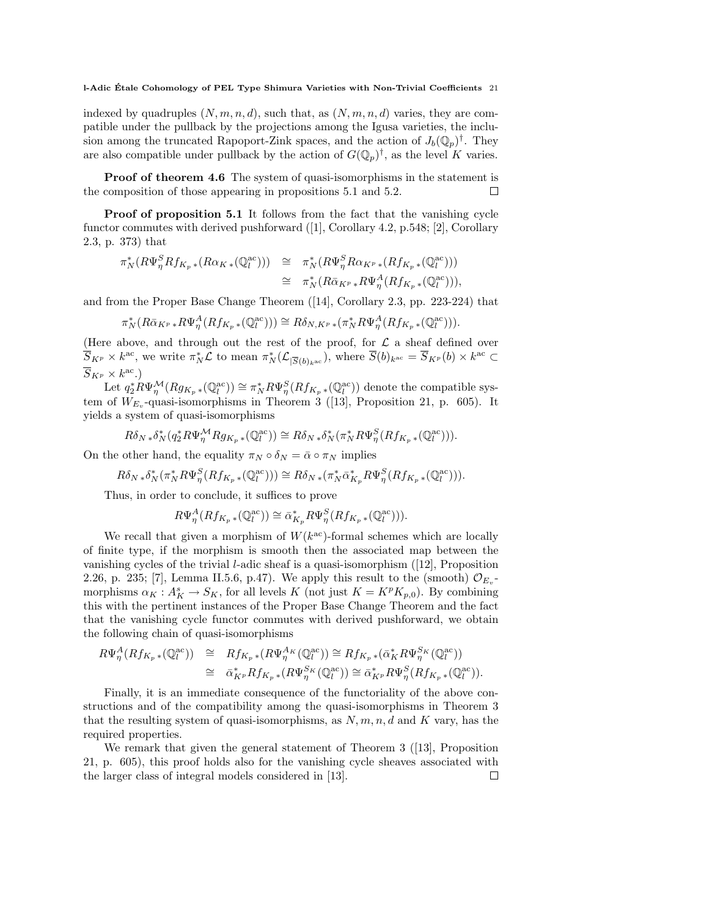indexed by quadruples $(N, m, n, d)$, such that, as $(N, m, n, d)$ varies, they are compatible under the pullback by the projections among the Igusa varieties, the inclusion among the truncated Rapoport-Zink spaces, and the action of $J_b(\mathbb{Q}_p)^\dagger$. They are also compatible under pullback by the action of $G(\mathbb{Q}_p)^\dagger$, as the level $K$ varies.

**Proof of theorem 4.6** The system of quasi-isomorphisms in the statement is the composition of those appearing in propositions 5.1 and 5.2. □

**Proof of proposition 5.1** It follows from the fact that the vanishing cycle functor commutes with derived pushforward ([1], Corollary 4.2, p.548; [2], Corollary 2.3, p. 373) that

$$\begin{aligned}\pi_N^*(R\Psi_\eta^S Rf_{K_p*}(R\alpha_{K*}(\mathbb{Q}_l^{\mathrm{ac}}))) &\cong \pi_N^*(R\Psi_\eta^S R\alpha_{K^p*}(Rf_{K_p*}(\mathbb{Q}_l^{\mathrm{ac}})))\\ &\cong \pi_N^*(R\bar{\alpha}_{K^p*}R\Psi_\eta^A(Rf_{K_p*}(\mathbb{Q}_l^{\mathrm{ac}}))),\end{aligned}$$

and from the Proper Base Change Theorem ([14], Corollary 2.3, pp. 223-224) that

$$\pi_N^*(R\bar{\alpha}_{K^p*}R\Psi_\eta^A(Rf_{K_p*}(\mathbb{Q}_l^{\mathrm{ac}}))) \cong R\delta_{N,K^p*}(\pi_N^* R\Psi_\eta^A(Rf_{K_p*}(\mathbb{Q}_l^{\mathrm{ac}}))).$$

(Here above, and through out the rest of the proof, for $\mathcal{L}$ a sheaf defined over $\overline{S}_{K^p} \times k^{\mathrm{ac}}$, we write $\pi_N^*\mathcal{L}$ to mean $\pi_N^*(\mathcal{L}_{|\overline{S}(b)_{k^{\mathrm{ac}}}})$, where $\overline{S}(b)_{k^{\mathrm{ac}}} = \overline{S}_{K^p}(b) \times k^{\mathrm{ac}} \subset \overline{S}_{K^p} \times k^{\mathrm{ac}}$.)

Let $q_2^* R\Psi_\eta^{\mathcal{M}}(Rg_{K_p*}(\mathbb{Q}_l^{\mathrm{ac}})) \cong \pi_N^* R\Psi_\eta^S(Rf_{K_p*}(\mathbb{Q}_l^{\mathrm{ac}}))$ denote the compatible system of $W_{E_v}$-quasi-isomorphisms in Theorem 3 ([13], Proposition 21, p. 605). It yields a system of quasi-isomorphisms

$$R\delta_{N*}\delta_N^*(q_2^* R\Psi_\eta^{\mathcal{M}} Rg_{K_p*}(\mathbb{Q}_l^{\mathrm{ac}})) \cong R\delta_{N*}\delta_N^*(\pi_N^* R\Psi_\eta^S(Rf_{K_p*}(\mathbb{Q}_l^{\mathrm{ac}}))).$$

On the other hand, the equality $\pi_N \circ \delta_N = \bar{\alpha} \circ \pi_N$ implies

$$R\delta_{N*}\delta_N^*(\pi_N^* R\Psi_\eta^S(Rf_{K_p*}(\mathbb{Q}_l^{\mathrm{ac}}))) \cong R\delta_{N*}(\pi_N^*\bar{\alpha}_{K_p}^* R\Psi_\eta^S(Rf_{K_p*}(\mathbb{Q}_l^{\mathrm{ac}}))).$$

Thus, in order to conclude, it suffices to prove

$$R\Psi_\eta^A(Rf_{K_p*}(\mathbb{Q}_l^{\mathrm{ac}})) \cong \bar{\alpha}_{K_p}^* R\Psi_\eta^S(Rf_{K_p*}(\mathbb{Q}_l^{\mathrm{ac}}))).$$

We recall that given a morphism of $W(k^{\mathrm{ac}})$-formal schemes which are locally of finite type, if the morphism is smooth then the associated map between the vanishing cycles of the trivial $l$-adic sheaf is a quasi-isomorphism ([12], Proposition 2.26, p. 235; [7], Lemma II.5.6, p.47). We apply this result to the (smooth) $\mathcal{O}_{E_v}$-morphisms $\alpha_K : A_K^s \to S_K$, for all levels $K$ (not just $K = K^pK_{p,0}$). By combining this with the pertinent instances of the Proper Base Change Theorem and the fact that the vanishing cycle functor commutes with derived pushforward, we obtain the following chain of quasi-isomorphisms

$$\begin{aligned}R\Psi_\eta^A(Rf_{K_p*}(\mathbb{Q}_l^{\mathrm{ac}})) &\cong Rf_{K_p*}(R\Psi_\eta^{A_K}(\mathbb{Q}_l^{\mathrm{ac}})) \cong Rf_{K_p*}(\bar{\alpha}_K^* R\Psi_\eta^{S_K}(\mathbb{Q}_l^{\mathrm{ac}}))\\ &\cong \bar{\alpha}_{K^p}^* Rf_{K_p*}(R\Psi_\eta^{S_K}(\mathbb{Q}_l^{\mathrm{ac}})) \cong \bar{\alpha}_{K^p}^* R\Psi_\eta^S(Rf_{K_p*}(\mathbb{Q}_l^{\mathrm{ac}})).\end{aligned}$$

Finally, it is an immediate consequence of the functoriality of the above constructions and of the compatibility among the quasi-isomorphisms in Theorem 3 that the resulting system of quasi-isomorphisms, as $N, m, n, d$ and $K$ vary, has the required properties.

We remark that given the general statement of Theorem 3 ([13], Proposition 21, p. 605), this proof holds also for the vanishing cycle sheaves associated with the larger class of integral models considered in [13]. □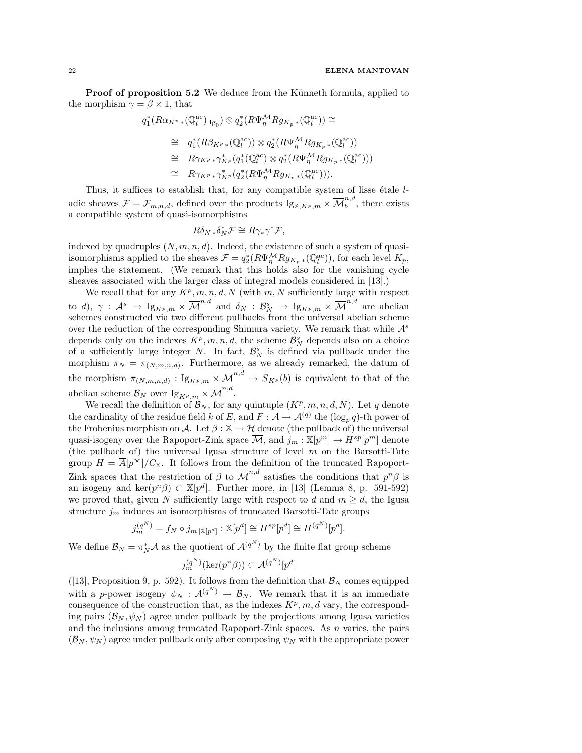**Proof of proposition 5.2** We deduce from the Künneth formula, applied to the morphism $\gamma = \beta \times 1$, that

$$
\begin{aligned}
& q_1^*(R\alpha_{K^p *}(\mathbb{Q}_l^{\mathrm{ac}})_{|\mathrm{Ig}_0}) \otimes q_2^*(R\Psi_\eta^{\mathcal{M}} Rg_{K_p *}(\mathbb{Q}_l^{\mathrm{ac}})) \cong \\
& \quad \cong \quad q_1^*(R\beta_{K^p *}(\mathbb{Q}_l^{\mathrm{ac}})) \otimes q_2^*(R\Psi_\eta^{\mathcal{M}} Rg_{K_p *}(\mathbb{Q}_l^{\mathrm{ac}})) \\
& \quad \cong \quad R\gamma_{K^p *}\gamma_{K^p}^*(q_1^*(\mathbb{Q}_l^{\mathrm{ac}}) \otimes q_2^*(R\Psi_\eta^{\mathcal{M}} Rg_{K_p *}(\mathbb{Q}_l^{\mathrm{ac}}))) \\
& \quad \cong \quad R\gamma_{K^p *}\gamma_{K^p}^*(q_2^*(R\Psi_\eta^{\mathcal{M}} Rg_{K_p *}(\mathbb{Q}_l^{\mathrm{ac}}))).
\end{aligned}
$$

Thus, it suffices to establish that, for any compatible system of lisse étale $l$-adic sheaves $\mathcal{F} = \mathcal{F}_{m,n,d}$, defined over the products $\mathrm{Ig}_{\mathbb{X},K^p,m} \times \overline{\mathcal{M}}_b^{n,d}$, there exists a compatible system of quasi-isomorphisms

$$
R\delta_{N *}\delta_N^* \mathcal{F} \cong R\gamma_* \gamma^* \mathcal{F},
$$

indexed by quadruples $(N, m, n, d)$. Indeed, the existence of such a system of quasi-isomorphisms applied to the sheaves $\mathcal{F} = q_2^*(R\Psi_\eta^{\mathcal{M}} Rg_{K_p *}(\mathbb{Q}_l^{\mathrm{ac}}))$, for each level $K_p$, implies the statement. (We remark that this holds also for the vanishing cycle sheaves associated with the larger class of integral models considered in [13].)

We recall that for any $K^p, m, n, d, N$ (with $m, N$ sufficiently large with respect to $d$), $\gamma : \mathcal{A}^s \to \mathrm{Ig}_{K^p,m} \times \overline{\mathcal{M}}^{n,d}$ and $\delta_N : \mathcal{B}_N^s \to \mathrm{Ig}_{K^p,m} \times \overline{\mathcal{M}}^{n,d}$ are abelian schemes constructed via two different pullbacks from the universal abelian scheme over the reduction of the corresponding Shimura variety. We remark that while $\mathcal{A}^s$ depends only on the indexes $K^p, m, n, d$, the scheme $\mathcal{B}_N^s$ depends also on a choice of a sufficiently large integer $N$. In fact, $\mathcal{B}_N^s$ is defined via pullback under the morphism $\pi_N = \pi_{(N,m,n,d)}$. Furthermore, as we already remarked, the datum of the morphism $\pi_{(N,m,n,d)} : \mathrm{Ig}_{K^p,m} \times \overline{\mathcal{M}}^{n,d} \to \overline{S}_{K^p}(b)$ is equivalent to that of the abelian scheme $\mathcal{B}_N$ over $\mathrm{Ig}_{K^p,m} \times \overline{\mathcal{M}}^{n,d}$.

We recall the definition of $\mathcal{B}_N$, for any quintuple $(K^p, m, n, d, N)$. Let $q$ denote the cardinality of the residue field $k$ of $E$, and $F : \mathcal{A} \to \mathcal{A}^{(q)}$ the $(\log_p q)$-th power of the Frobenius morphism on $\mathcal{A}$. Let $\beta : \mathbb{X} \to \mathcal{H}$ denote (the pullback of) the universal quasi-isogeny over the Rapoport-Zink space $\overline{\mathcal{M}}$, and $j_m : \mathbb{X}[p^m] \to H^{sp}[p^m]$ denote (the pullback of) the universal Igusa structure of level $m$ on the Barsotti-Tate group $H = \overline{A}[p^\infty]/C_{\mathbb{X}}$. It follows from the definition of the truncated Rapoport-Zink spaces that the restriction of $\beta$ to $\overline{\mathcal{M}}^{n,d}$ satisfies the conditions that $p^n\beta$ is an isogeny and $\ker(p^n\beta) \subset \mathbb{X}[p^d]$. Further more, in [13] (Lemma 8, p. 591-592) we proved that, given $N$ sufficiently large with respect to $d$ and $m \geq d$, the Igusa structure $j_m$ induces an isomorphisms of truncated Barsotti-Tate groups

$$
j_m^{(q^N)} = f_N \circ j_{m\,|\mathbb{X}[p^d]} : \mathbb{X}[p^d] \cong H^{sp}[p^d] \cong H^{(q^N)}[p^d].
$$

We define $\mathcal{B}_N = \pi_N^* \mathcal{A}$ as the quotient of $\mathcal{A}^{(q^N)}$ by the finite flat group scheme

$$
j_m^{(q^N)}(\ker(p^n\beta)) \subset \mathcal{A}^{(q^N)}[p^d]
$$

([13], Proposition 9, p. 592). It follows from the definition that $\mathcal{B}_N$ comes equipped with a $p$-power isogeny $\psi_N : \mathcal{A}^{(q^N)} \to \mathcal{B}_N$. We remark that it is an immediate consequence of the construction that, as the indexes $K^p, m, d$ vary, the corresponding pairs $(\mathcal{B}_N, \psi_N)$ agree under pullback by the projections among Igusa varieties and the inclusions among truncated Rapoport-Zink spaces. As $n$ varies, the pairs $(\mathcal{B}_N, \psi_N)$ agree under pullback only after composing $\psi_N$ with the appropriate power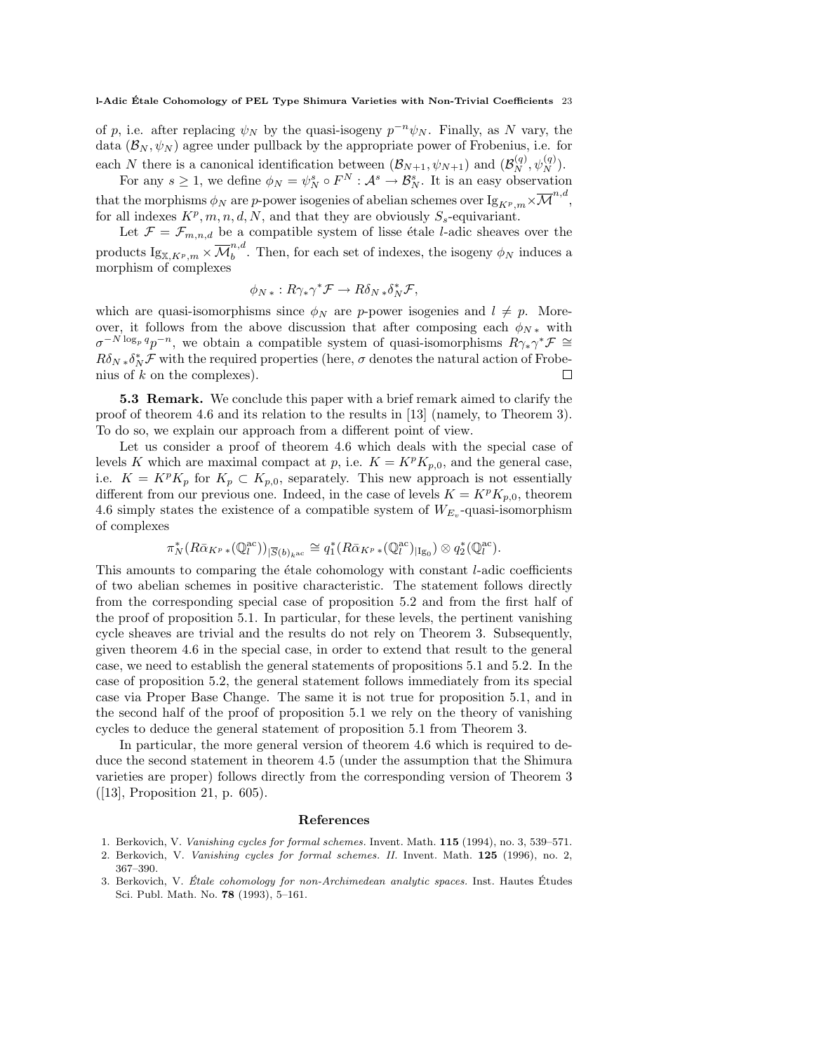of $p$, i.e. after replacing $\psi_N$ by the quasi-isogeny $p^{-n}\psi_N$. Finally, as $N$ vary, the data $(\mathcal{B}_N, \psi_N)$ agree under pullback by the appropriate power of Frobenius, i.e. for each $N$ there is a canonical identification between $(\mathcal{B}_{N+1}, \psi_{N+1})$ and $(\mathcal{B}_N^{(q)}, \psi_N^{(q)})$.

For any $s \geq 1$, we define $\phi_N = \psi_N^s \circ F^N : \mathcal{A}^s \to \mathcal{B}_N^s$. It is an easy observation that the morphisms $\phi_N$ are $p$-power isogenies of abelian schemes over $\mathrm{Ig}_{K^p,m} \times \overline{\mathcal{M}}^{n,d}$, for all indexes $K^p, m, n, d, N$, and that they are obviously $S_s$-equivariant.

Let $\mathcal{F} = \mathcal{F}_{m,n,d}$ be a compatible system of lisse étale $l$-adic sheaves over the products $\mathrm{Ig}_{\mathbb{X},K^p,m} \times \overline{\mathcal{M}}_b^{n,d}$. Then, for each set of indexes, the isogeny $\phi_N$ induces a morphism of complexes

$$\phi_{N\,*} : R\gamma_* \gamma^* \mathcal{F} \to R\delta_{N\,*} \delta_N^* \mathcal{F},$$

which are quasi-isomorphisms since $\phi_N$ are $p$-power isogenies and $l \neq p$. Moreover, it follows from the above discussion that after composing each $\phi_{N\,*}$ with $\sigma^{-N \log_p q} p^{-n}$, we obtain a compatible system of quasi-isomorphisms $R\gamma_* \gamma^* \mathcal{F} \cong R\delta_{N\,*} \delta_N^* \mathcal{F}$ with the required properties (here, $\sigma$ denotes the natural action of Frobenius of $k$ on the complexes). $\square$

**5.3 Remark.** We conclude this paper with a brief remark aimed to clarify the proof of theorem 4.6 and its relation to the results in [13] (namely, to Theorem 3). To do so, we explain our approach from a different point of view.

Let us consider a proof of theorem 4.6 which deals with the special case of levels $K$ which are maximal compact at $p$, i.e. $K = K^p K_{p,0}$, and the general case, i.e. $K = K^p K_p$ for $K_p \subset K_{p,0}$, separately. This new approach is not essentially different from our previous one. Indeed, in the case of levels $K = K^p K_{p,0}$, theorem 4.6 simply states the existence of a compatible system of $W_{E_v}$-quasi-isomorphism of complexes

$$\pi_N^* (R\bar{\alpha}_{K^p\,*}(\mathbb{Q}_l^{\mathrm{ac}}))_{|\overline{S}(b)_{k^{\mathrm{ac}}}} \cong q_1^*(R\bar{\alpha}_{K^p\,*}(\mathbb{Q}_l^{\mathrm{ac}})_{|\mathrm{Ig}_0}) \otimes q_2^*(\mathbb{Q}_l^{\mathrm{ac}}).$$

This amounts to comparing the étale cohomology with constant $l$-adic coefficients of two abelian schemes in positive characteristic. The statement follows directly from the corresponding special case of proposition 5.2 and from the first half of the proof of proposition 5.1. In particular, for these levels, the pertinent vanishing cycle sheaves are trivial and the results do not rely on Theorem 3. Subsequently, given theorem 4.6 in the special case, in order to extend that result to the general case, we need to establish the general statements of propositions 5.1 and 5.2. In the case of proposition 5.2, the general statement follows immediately from its special case via Proper Base Change. The same it is not true for proposition 5.1, and in the second half of the proof of proposition 5.1 we rely on the theory of vanishing cycles to deduce the general statement of proposition 5.1 from Theorem 3.

In particular, the more general version of theorem 4.6 which is required to deduce the second statement in theorem 4.5 (under the assumption that the Shimura varieties are proper) follows directly from the corresponding version of Theorem 3 ([13], Proposition 21, p. 605).

## References

1. Berkovich, V. *Vanishing cycles for formal schemes.* Invent. Math. **115** (1994), no. 3, 539–571.
2. Berkovich, V. *Vanishing cycles for formal schemes. II.* Invent. Math. **125** (1996), no. 2, 367–390.
3. Berkovich, V. *Étale cohomology for non-Archimedean analytic spaces.* Inst. Hautes Études Sci. Publ. Math. No. **78** (1993), 5–161.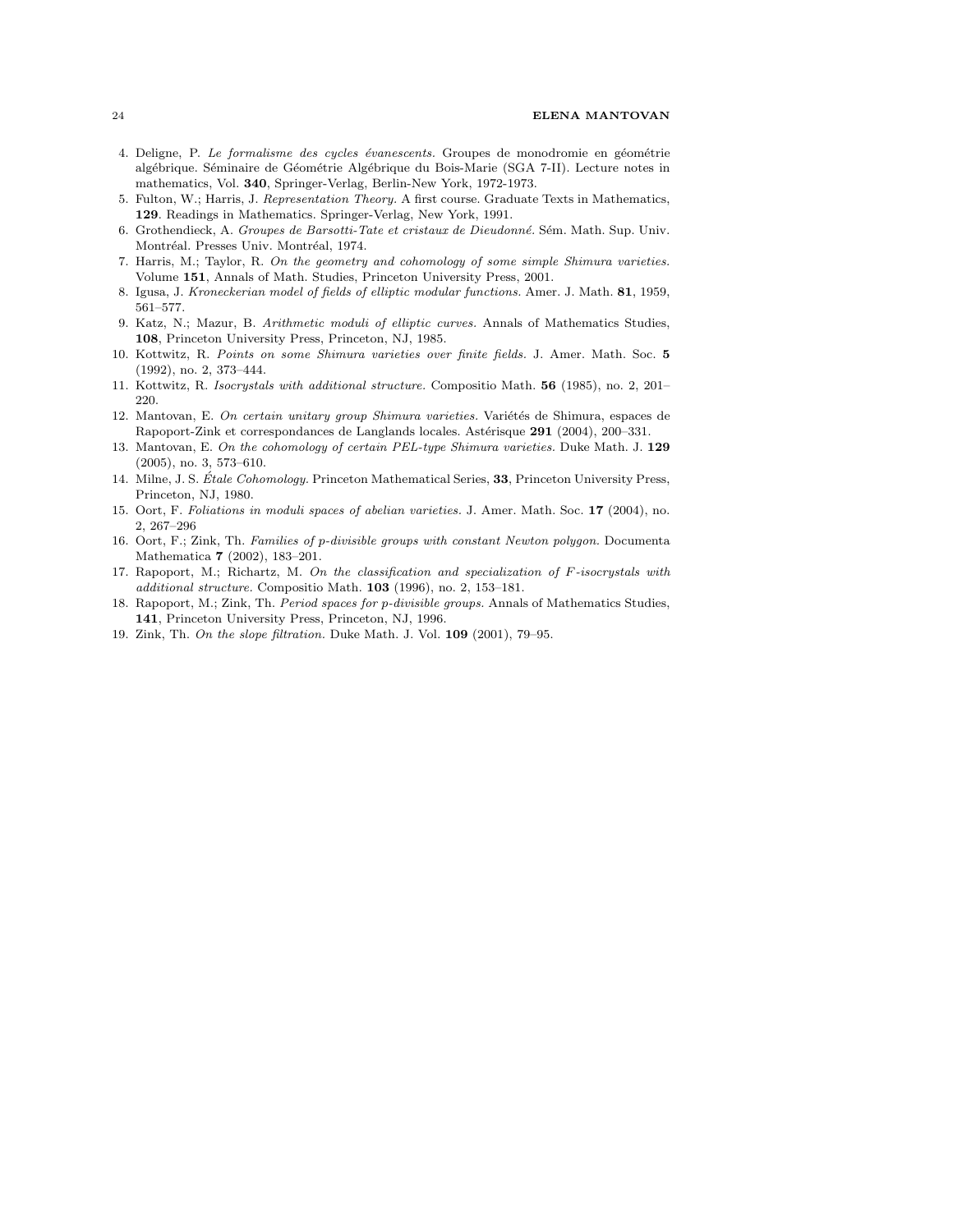4. Deligne, P. *Le formalisme des cycles évanescents.* Groupes de monodromie en géométrie algébrique. Séminaire de Géométrie Algébrique du Bois-Marie (SGA 7-II). Lecture notes in mathematics, Vol. **340**, Springer-Verlag, Berlin-New York, 1972-1973.
5. Fulton, W.; Harris, J. *Representation Theory.* A first course. Graduate Texts in Mathematics, **129**. Readings in Mathematics. Springer-Verlag, New York, 1991.
6. Grothendieck, A. *Groupes de Barsotti-Tate et cristaux de Dieudonné.* Sém. Math. Sup. Univ. Montréal. Presses Univ. Montréal, 1974.
7. Harris, M.; Taylor, R. *On the geometry and cohomology of some simple Shimura varieties.* Volume **151**, Annals of Math. Studies, Princeton University Press, 2001.
8. Igusa, J. *Kroneckerian model of fields of elliptic modular functions.* Amer. J. Math. **81**, 1959, 561–577.
9. Katz, N.; Mazur, B. *Arithmetic moduli of elliptic curves.* Annals of Mathematics Studies, **108**, Princeton University Press, Princeton, NJ, 1985.
10. Kottwitz, R. *Points on some Shimura varieties over finite fields.* J. Amer. Math. Soc. **5** (1992), no. 2, 373–444.
11. Kottwitz, R. *Isocrystals with additional structure.* Compositio Math. **56** (1985), no. 2, 201–220.
12. Mantovan, E. *On certain unitary group Shimura varieties.* Variétés de Shimura, espaces de Rapoport-Zink et correspondances de Langlands locales. Astérisque **291** (2004), 200–331.
13. Mantovan, E. *On the cohomology of certain PEL-type Shimura varieties.* Duke Math. J. **129** (2005), no. 3, 573–610.
14. Milne, J. S. *Étale Cohomology.* Princeton Mathematical Series, **33**, Princeton University Press, Princeton, NJ, 1980.
15. Oort, F. *Foliations in moduli spaces of abelian varieties.* J. Amer. Math. Soc. **17** (2004), no. 2, 267–296
16. Oort, F.; Zink, Th. *Families of p-divisible groups with constant Newton polygon.* Documenta Mathematica **7** (2002), 183–201.
17. Rapoport, M.; Richartz, M. *On the classification and specialization of F-isocrystals with additional structure.* Compositio Math. **103** (1996), no. 2, 153–181.
18. Rapoport, M.; Zink, Th. *Period spaces for p-divisible groups.* Annals of Mathematics Studies, **141**, Princeton University Press, Princeton, NJ, 1996.
19. Zink, Th. *On the slope filtration.* Duke Math. J. Vol. **109** (2001), 79–95.